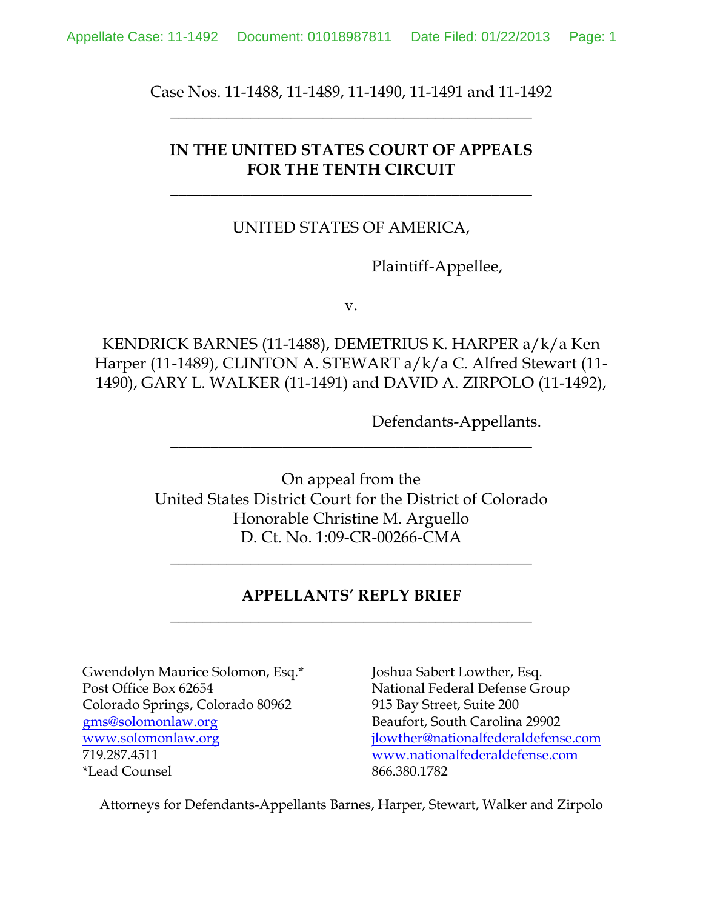Case Nos. 11-1488, 11-1489, 11-1490, 11-1491 and 11-1492

---

**IN THE UNITED STATES COURT OF APPEALS FOR THE TENTH CIRCUIT**

---

UNITED STATES OF AMERICA,

Plaintiff-Appellee,

v.

KENDRICK BARNES (11-1488), DEMETRIUS K. HARPER a/k/a Ken Harper (11-1489), CLINTON A. STEWART a/k/a C. Alfred Stewart (11-1490), GARY L. WALKER (11-1491) and DAVID A. ZIRPOLO (11-1492),

Defendants-Appellants.

---

On appeal from the
United States District Court for the District of Colorado
Honorable Christine M. Arguello
D. Ct. No. 1:09-CR-00266-CMA

---

**APPELLANTS' REPLY BRIEF**

---

Gwendolyn Maurice Solomon, Esq.*
Post Office Box 62654
Colorado Springs, Colorado 80962
gms@solomonlaw.org
www.solomonlaw.org
719.287.4511
*Lead Counsel

Joshua Sabert Lowther, Esq.
National Federal Defense Group
915 Bay Street, Suite 200
Beaufort, South Carolina 29902
jlowther@nationalfederaldefense.com
www.nationalfederaldefense.com
866.380.1782

Attorneys for Defendants-Appellants Barnes, Harper, Stewart, Walker and Zirpolo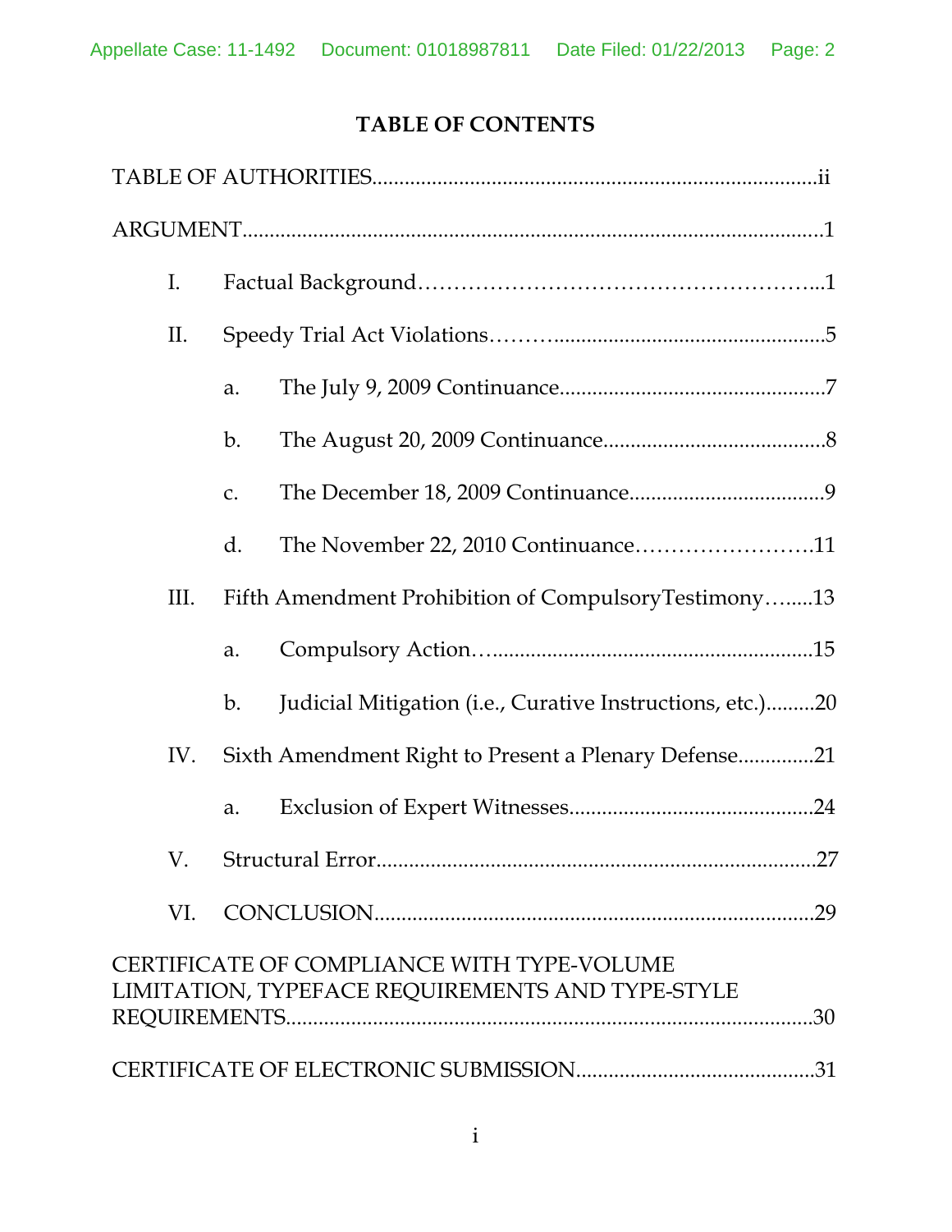## TABLE OF CONTENTS

TABLE OF AUTHORITIES....................................................................................ii

ARGUMENT.........................................................................................................1

- I. Factual Background……………………………………………...1
- II. Speedy Trial Act Violations……….................................................5
  - a. The July 9, 2009 Continuance.................................................7
  - b. The August 20, 2009 Continuance........................................8
  - c. The December 18, 2009 Continuance...................................9
  - d. The November 22, 2010 Continuance…………………….11
- III. Fifth Amendment Prohibition of CompulsoryTestimony…......13
  - a. Compulsory Action…...........................................................15
  - b. Judicial Mitigation (i.e., Curative Instructions, etc.).........20
- IV. Sixth Amendment Right to Present a Plenary Defense.............21
  - a. Exclusion of Expert Witnesses............................................24
- V. Structural Error...............................................................................27
- VI. CONCLUSION...............................................................................29

CERTIFICATE OF COMPLIANCE WITH TYPE-VOLUME LIMITATION, TYPEFACE REQUIREMENTS AND TYPE-STYLE REQUIREMENTS...............................................................................................30

CERTIFICATE OF ELECTRONIC SUBMISSION..........................................31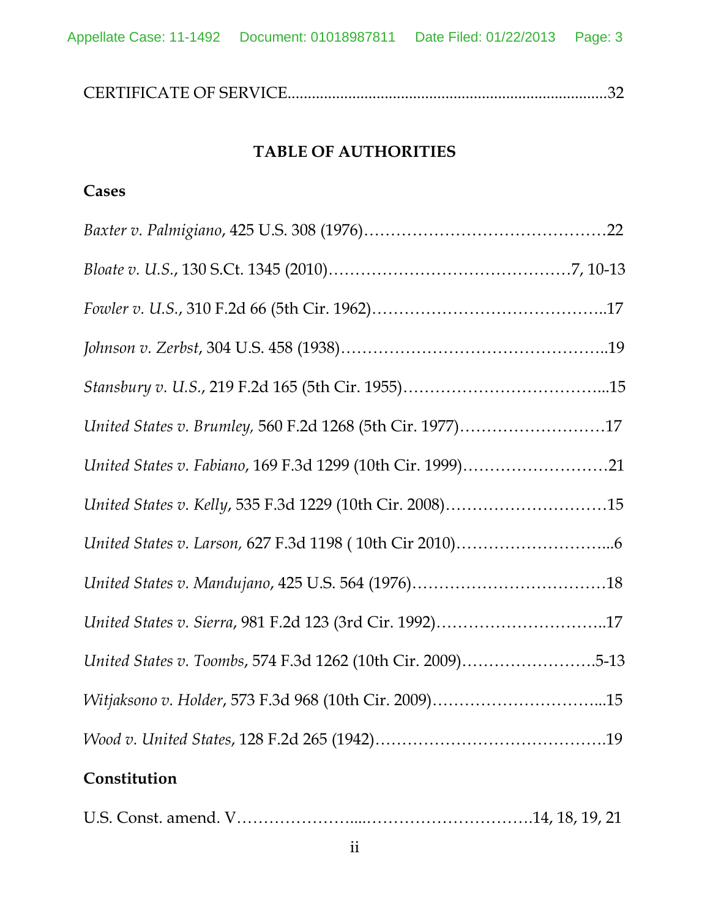CERTIFICATE OF SERVICE..............................................................................32

## TABLE OF AUTHORITIES

**Cases**

*Baxter v. Palmigiano*, 425 U.S. 308 (1976)……………………………………22

*Bloate v. U.S.*, 130 S.Ct. 1345 (2010)……………………………………7, 10-13

*Fowler v. U.S.*, 310 F.2d 66 (5th Cir. 1962)……………………………………..17

*Johnson v. Zerbst*, 304 U.S. 458 (1938)…………………………………………..19

*Stansbury v. U.S.*, 219 F.2d 165 (5th Cir. 1955)………………………………...15

*United States v. Brumley,* 560 F.2d 1268 (5th Cir. 1977)………………………17

*United States v. Fabiano*, 169 F.3d 1299 (10th Cir. 1999)………………………21

*United States v. Kelly*, 535 F.3d 1229 (10th Cir. 2008)…………………………15

*United States v. Larson,* 627 F.3d 1198 ( 10th Cir 2010)………………………...6

*United States v. Mandujano*, 425 U.S. 564 (1976)………………………………18

*United States v. Sierra*, 981 F.2d 123 (3rd Cir. 1992)…………………………..17

*United States v. Toombs*, 574 F.3d 1262 (10th Cir. 2009)…………………….5-13

*Witjaksono v. Holder*, 573 F.3d 968 (10th Cir. 2009)…………………………...15

*Wood v. United States*, 128 F.2d 265 (1942)…………………………………….19

**Constitution**

U.S. Const. amend. V…………………....…………………………14, 18, 19, 21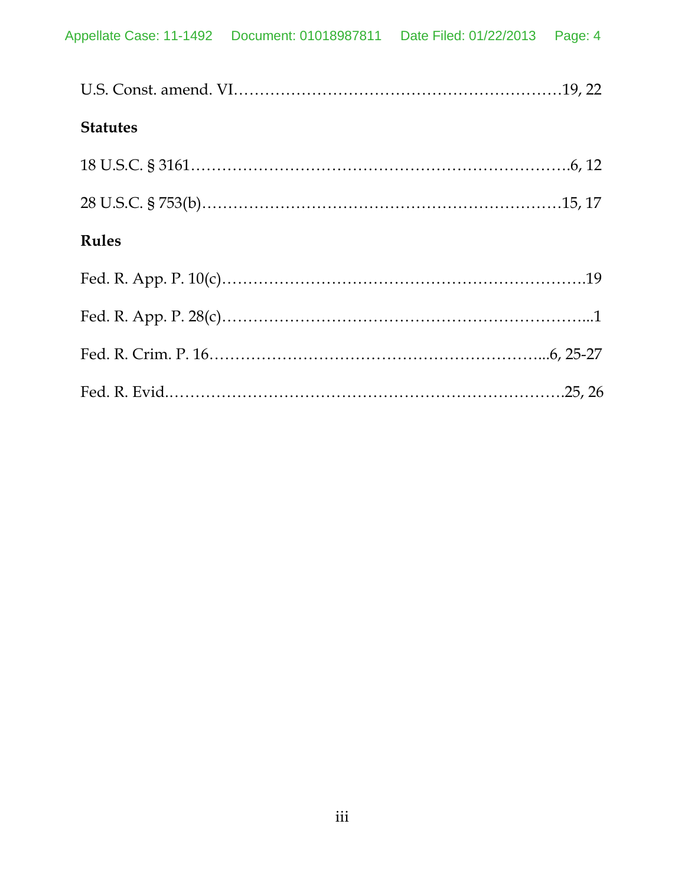U.S. Const. amend. VI……………………………………………………19, 22

**Statutes**

18 U.S.C. § 3161……………………………………………………………….6, 12

28 U.S.C. § 753(b)……………………………………………………………15, 17

**Rules**

Fed. R. App. P. 10(c)……………………………………………………….19

Fed. R. App. P. 28(c)………………………………………………………...1

Fed. R. Crim. P. 16…………………………………………………...6, 25-27

Fed. R. Evid.…………………………………………………………………25, 26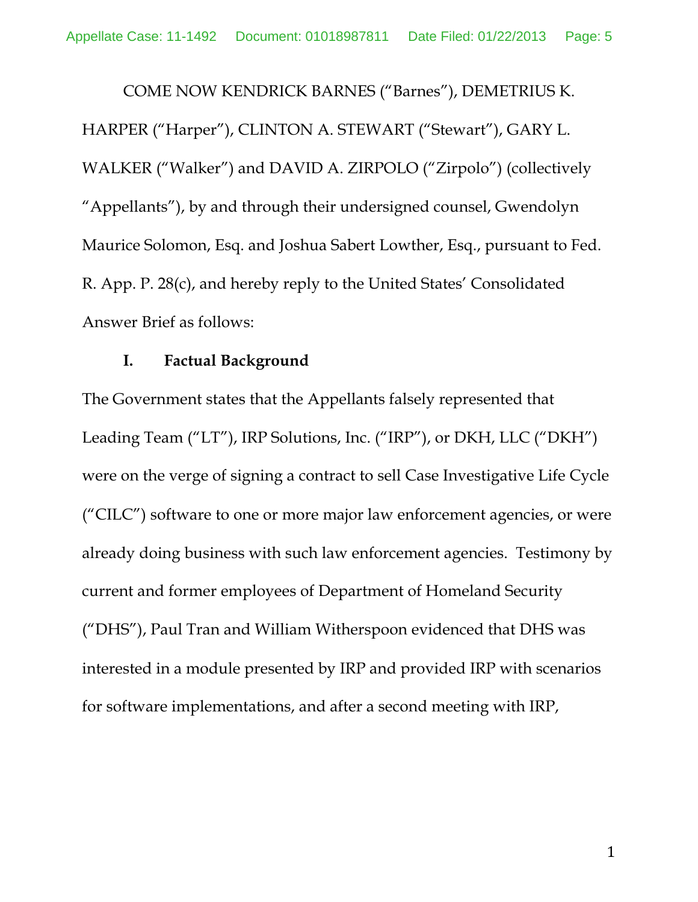COME NOW KENDRICK BARNES ("Barnes"), DEMETRIUS K. HARPER ("Harper"), CLINTON A. STEWART ("Stewart"), GARY L. WALKER ("Walker") and DAVID A. ZIRPOLO ("Zirpolo") (collectively "Appellants"), by and through their undersigned counsel, Gwendolyn Maurice Solomon, Esq. and Joshua Sabert Lowther, Esq., pursuant to Fed. R. App. P. 28(c), and hereby reply to the United States' Consolidated Answer Brief as follows:

## I. Factual Background

The Government states that the Appellants falsely represented that Leading Team ("LT"), IRP Solutions, Inc. ("IRP"), or DKH, LLC ("DKH") were on the verge of signing a contract to sell Case Investigative Life Cycle ("CILC") software to one or more major law enforcement agencies, or were already doing business with such law enforcement agencies. Testimony by current and former employees of Department of Homeland Security ("DHS"), Paul Tran and William Witherspoon evidenced that DHS was interested in a module presented by IRP and provided IRP with scenarios for software implementations, and after a second meeting with IRP,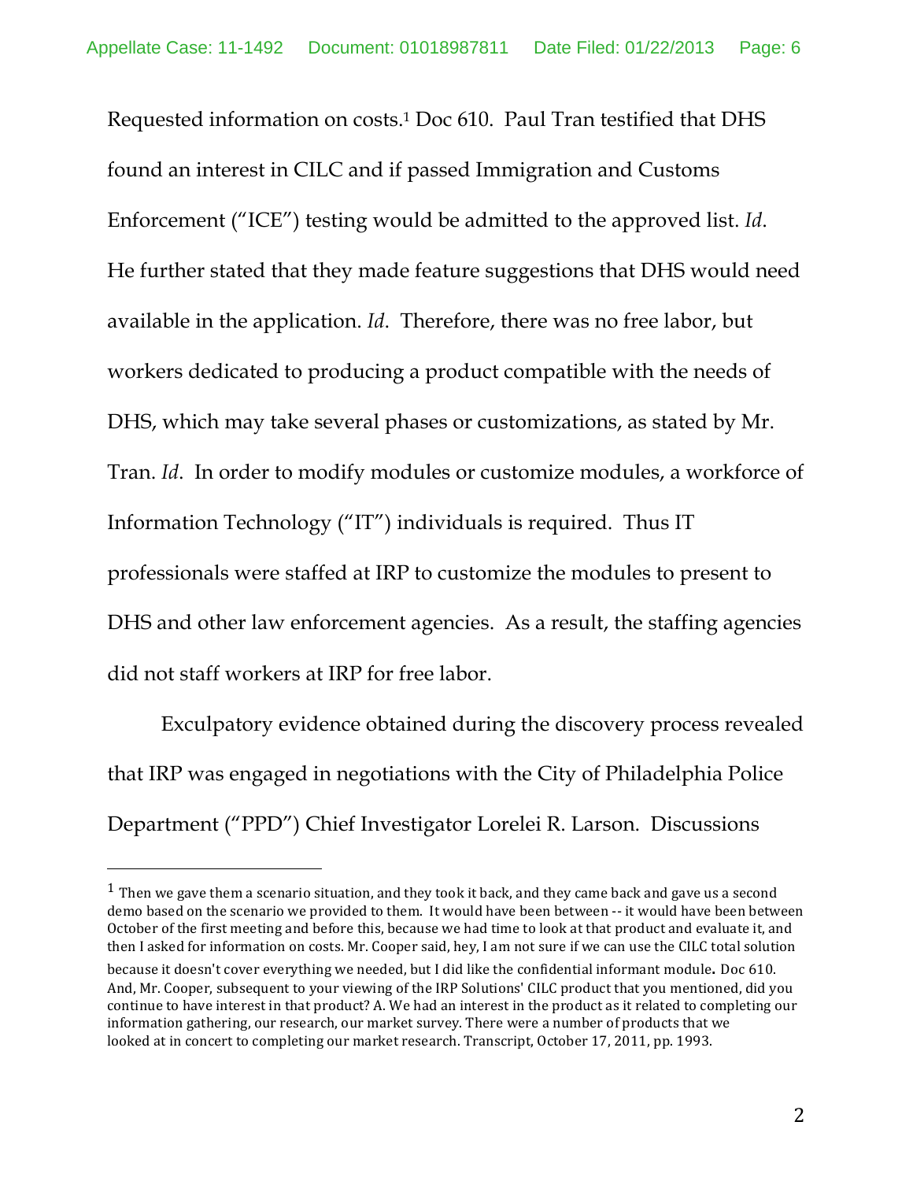Requested information on costs.[1] Doc 610. Paul Tran testified that DHS found an interest in CILC and if passed Immigration and Customs Enforcement ("ICE") testing would be admitted to the approved list. *Id*. He further stated that they made feature suggestions that DHS would need available in the application. *Id*. Therefore, there was no free labor, but workers dedicated to producing a product compatible with the needs of DHS, which may take several phases or customizations, as stated by Mr. Tran. *Id*. In order to modify modules or customize modules, a workforce of Information Technology ("IT") individuals is required. Thus IT professionals were staffed at IRP to customize the modules to present to DHS and other law enforcement agencies. As a result, the staffing agencies did not staff workers at IRP for free labor.

Exculpatory evidence obtained during the discovery process revealed that IRP was engaged in negotiations with the City of Philadelphia Police Department ("PPD") Chief Investigator Lorelei R. Larson. Discussions

---

[1] Then we gave them a scenario situation, and they took it back, and they came back and gave us a second demo based on the scenario we provided to them. It would have been between -- it would have been between October of the first meeting and before this, because we had time to look at that product and evaluate it, and then I asked for information on costs. Mr. Cooper said, hey, I am not sure if we can use the CILC total solution because it doesn't cover everything we needed, but I did like the confidential informant module**.** Doc 610. And, Mr. Cooper, subsequent to your viewing of the IRP Solutions' CILC product that you mentioned, did you continue to have interest in that product? A. We had an interest in the product as it related to completing our information gathering, our research, our market survey. There were a number of products that we looked at in concert to completing our market research. Transcript, October 17, 2011, pp. 1993.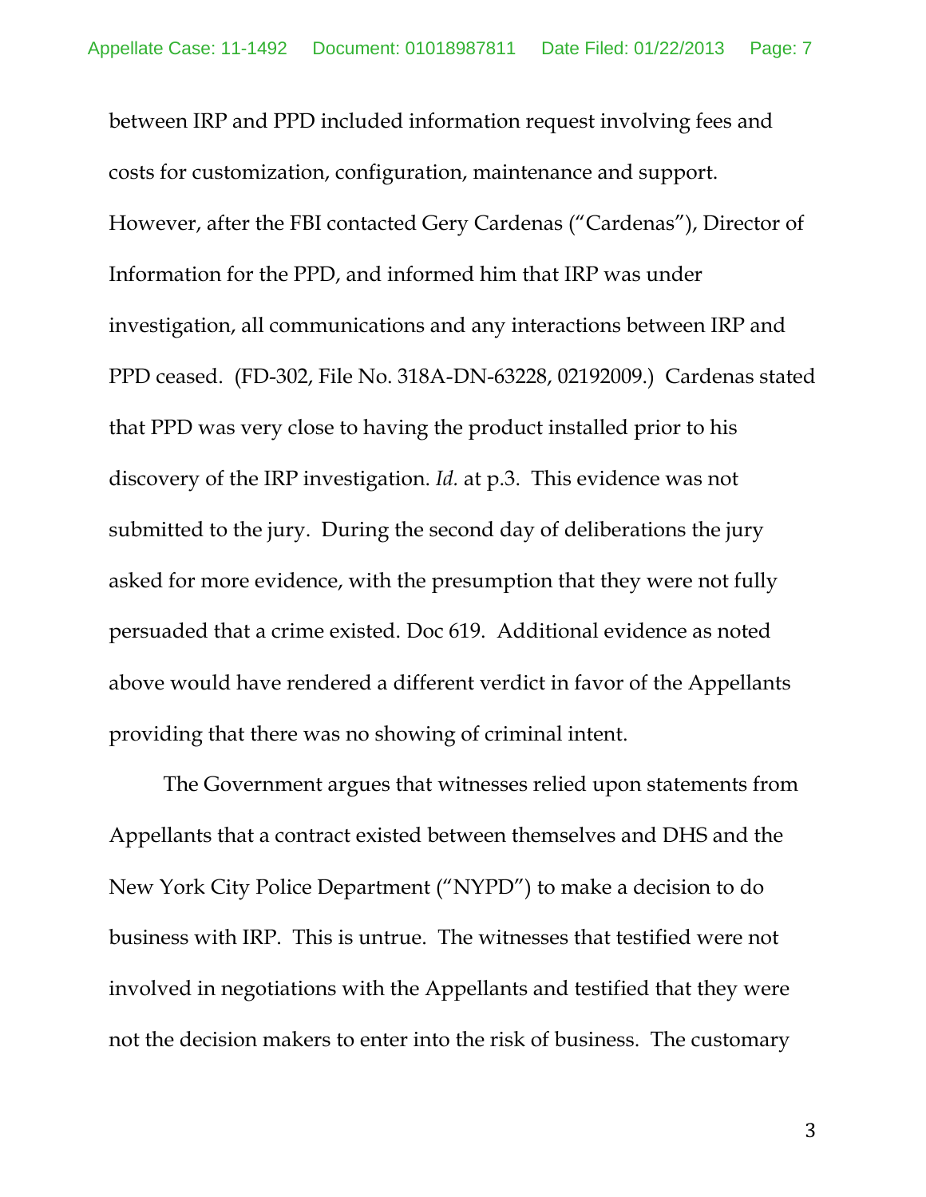between IRP and PPD included information request involving fees and costs for customization, configuration, maintenance and support. However, after the FBI contacted Gery Cardenas ("Cardenas"), Director of Information for the PPD, and informed him that IRP was under investigation, all communications and any interactions between IRP and PPD ceased. (FD-302, File No. 318A-DN-63228, 02192009.) Cardenas stated that PPD was very close to having the product installed prior to his discovery of the IRP investigation. *Id.* at p.3. This evidence was not submitted to the jury. During the second day of deliberations the jury asked for more evidence, with the presumption that they were not fully persuaded that a crime existed. Doc 619. Additional evidence as noted above would have rendered a different verdict in favor of the Appellants providing that there was no showing of criminal intent.

The Government argues that witnesses relied upon statements from Appellants that a contract existed between themselves and DHS and the New York City Police Department ("NYPD") to make a decision to do business with IRP. This is untrue. The witnesses that testified were not involved in negotiations with the Appellants and testified that they were not the decision makers to enter into the risk of business. The customary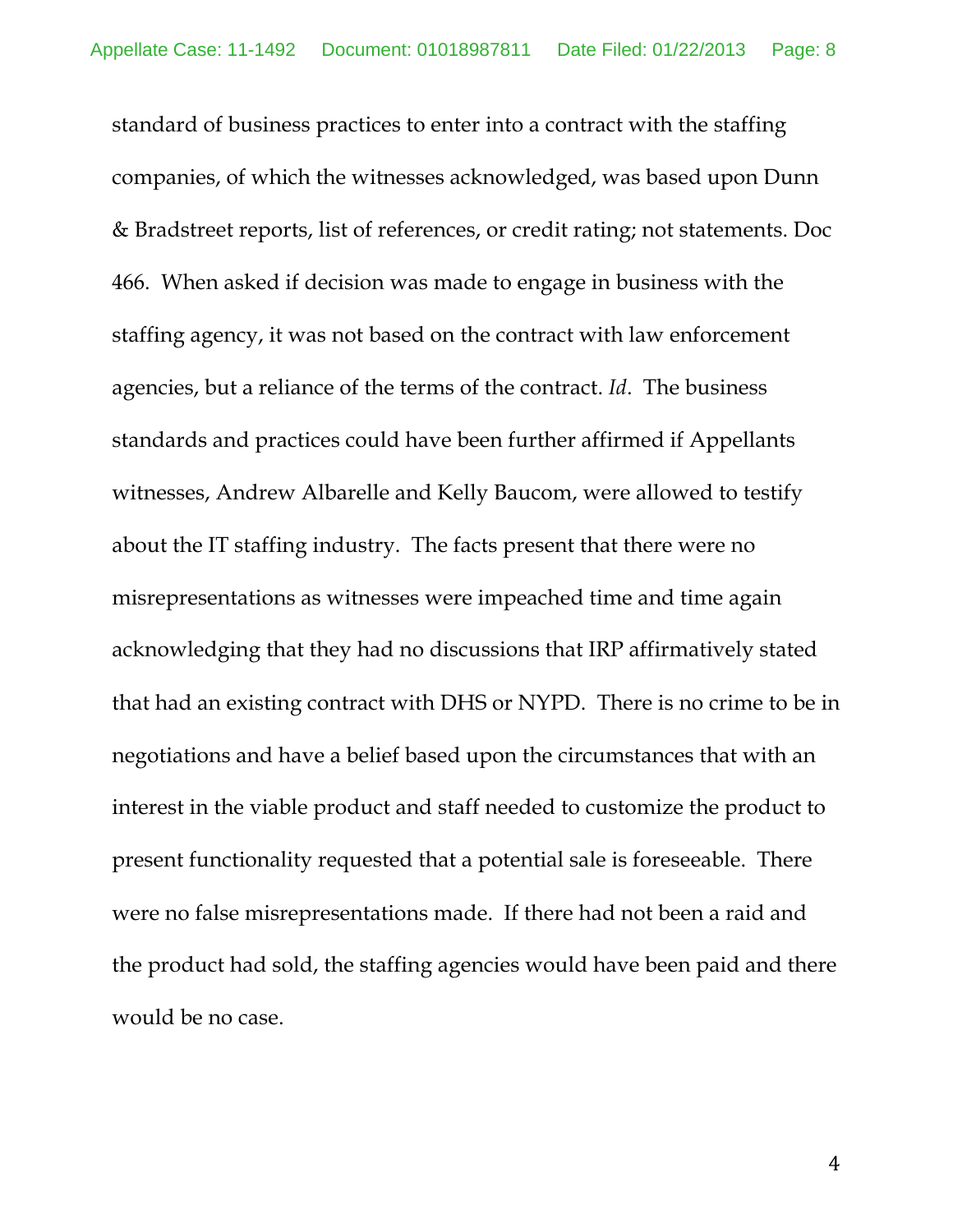standard of business practices to enter into a contract with the staffing companies, of which the witnesses acknowledged, was based upon Dunn & Bradstreet reports, list of references, or credit rating; not statements. Doc 466. When asked if decision was made to engage in business with the staffing agency, it was not based on the contract with law enforcement agencies, but a reliance of the terms of the contract. *Id*. The business standards and practices could have been further affirmed if Appellants witnesses, Andrew Albarelle and Kelly Baucom, were allowed to testify about the IT staffing industry. The facts present that there were no misrepresentations as witnesses were impeached time and time again acknowledging that they had no discussions that IRP affirmatively stated that had an existing contract with DHS or NYPD. There is no crime to be in negotiations and have a belief based upon the circumstances that with an interest in the viable product and staff needed to customize the product to present functionality requested that a potential sale is foreseeable. There were no false misrepresentations made. If there had not been a raid and the product had sold, the staffing agencies would have been paid and there would be no case.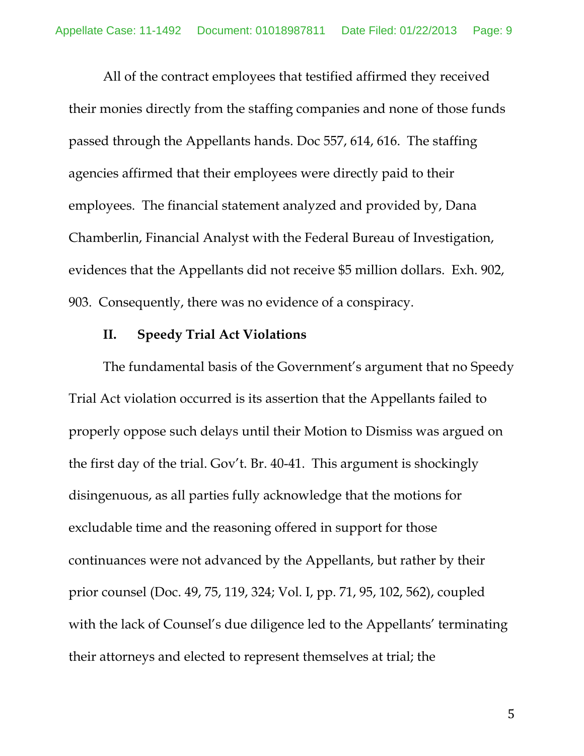All of the contract employees that testified affirmed they received their monies directly from the staffing companies and none of those funds passed through the Appellants hands. Doc 557, 614, 616. The staffing agencies affirmed that their employees were directly paid to their employees. The financial statement analyzed and provided by, Dana Chamberlin, Financial Analyst with the Federal Bureau of Investigation, evidences that the Appellants did not receive $5 million dollars. Exh. 902, 903. Consequently, there was no evidence of a conspiracy.

## II. Speedy Trial Act Violations

The fundamental basis of the Government's argument that no Speedy Trial Act violation occurred is its assertion that the Appellants failed to properly oppose such delays until their Motion to Dismiss was argued on the first day of the trial. Gov't. Br. 40-41. This argument is shockingly disingenuous, as all parties fully acknowledge that the motions for excludable time and the reasoning offered in support for those continuances were not advanced by the Appellants, but rather by their prior counsel (Doc. 49, 75, 119, 324; Vol. I, pp. 71, 95, 102, 562), coupled with the lack of Counsel's due diligence led to the Appellants' terminating their attorneys and elected to represent themselves at trial; the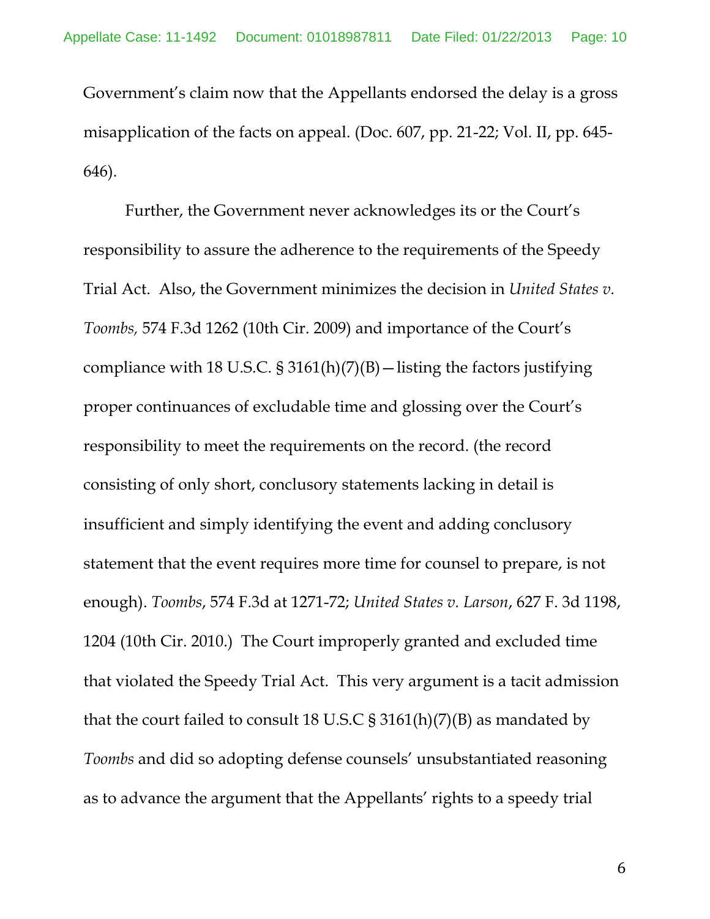Government's claim now that the Appellants endorsed the delay is a gross misapplication of the facts on appeal. (Doc. 607, pp. 21-22; Vol. II, pp. 645-646).

Further, the Government never acknowledges its or the Court's responsibility to assure the adherence to the requirements of the Speedy Trial Act. Also, the Government minimizes the decision in *United States v. Toombs,* 574 F.3d 1262 (10th Cir. 2009) and importance of the Court's compliance with 18 U.S.C. § 3161(h)(7)(B)—listing the factors justifying proper continuances of excludable time and glossing over the Court's responsibility to meet the requirements on the record. (the record consisting of only short, conclusory statements lacking in detail is insufficient and simply identifying the event and adding conclusory statement that the event requires more time for counsel to prepare, is not enough). *Toombs*, 574 F.3d at 1271-72; *United States v. Larson*, 627 F. 3d 1198, 1204 (10th Cir. 2010.) The Court improperly granted and excluded time that violated the Speedy Trial Act. This very argument is a tacit admission that the court failed to consult 18 U.S.C § 3161(h)(7)(B) as mandated by *Toombs* and did so adopting defense counsels' unsubstantiated reasoning as to advance the argument that the Appellants' rights to a speedy trial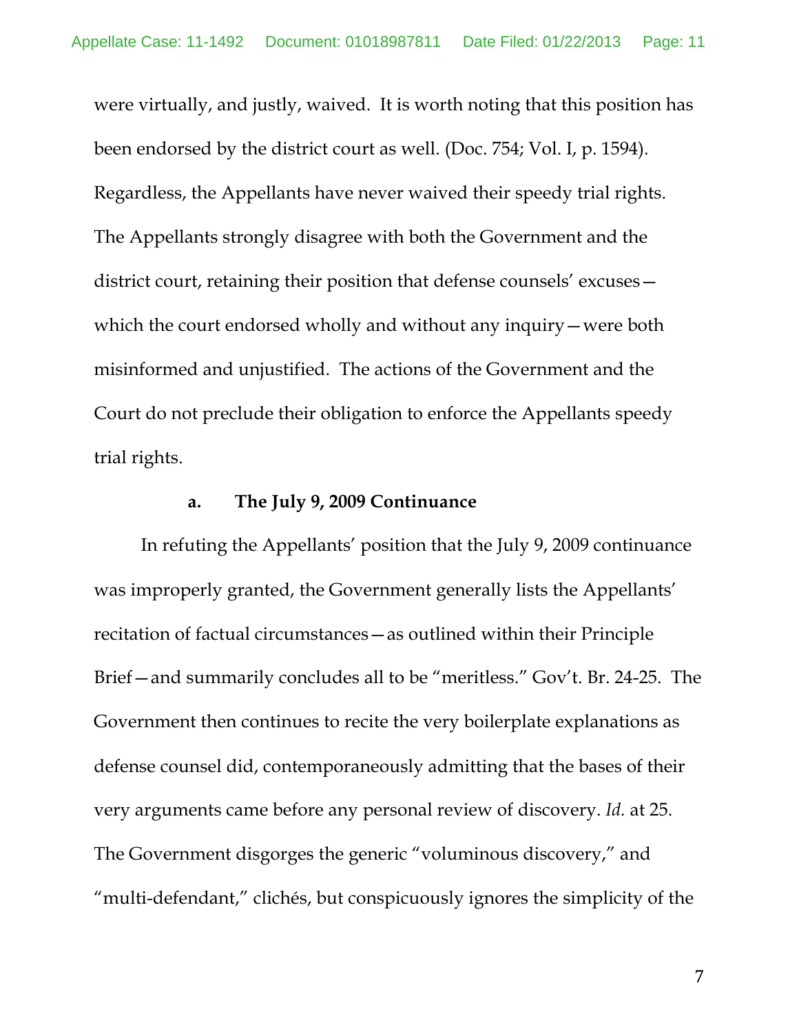were virtually, and justly, waived. It is worth noting that this position has been endorsed by the district court as well. (Doc. 754; Vol. I, p. 1594). Regardless, the Appellants have never waived their speedy trial rights. The Appellants strongly disagree with both the Government and the district court, retaining their position that defense counsels' excuses—which the court endorsed wholly and without any inquiry—were both misinformed and unjustified. The actions of the Government and the Court do not preclude their obligation to enforce the Appellants speedy trial rights.

### a. The July 9, 2009 Continuance

In refuting the Appellants' position that the July 9, 2009 continuance was improperly granted, the Government generally lists the Appellants' recitation of factual circumstances—as outlined within their Principle Brief—and summarily concludes all to be "meritless." Gov't. Br. 24-25. The Government then continues to recite the very boilerplate explanations as defense counsel did, contemporaneously admitting that the bases of their very arguments came before any personal review of discovery. *Id.* at 25. The Government disgorges the generic "voluminous discovery," and "multi-defendant," clichés, but conspicuously ignores the simplicity of the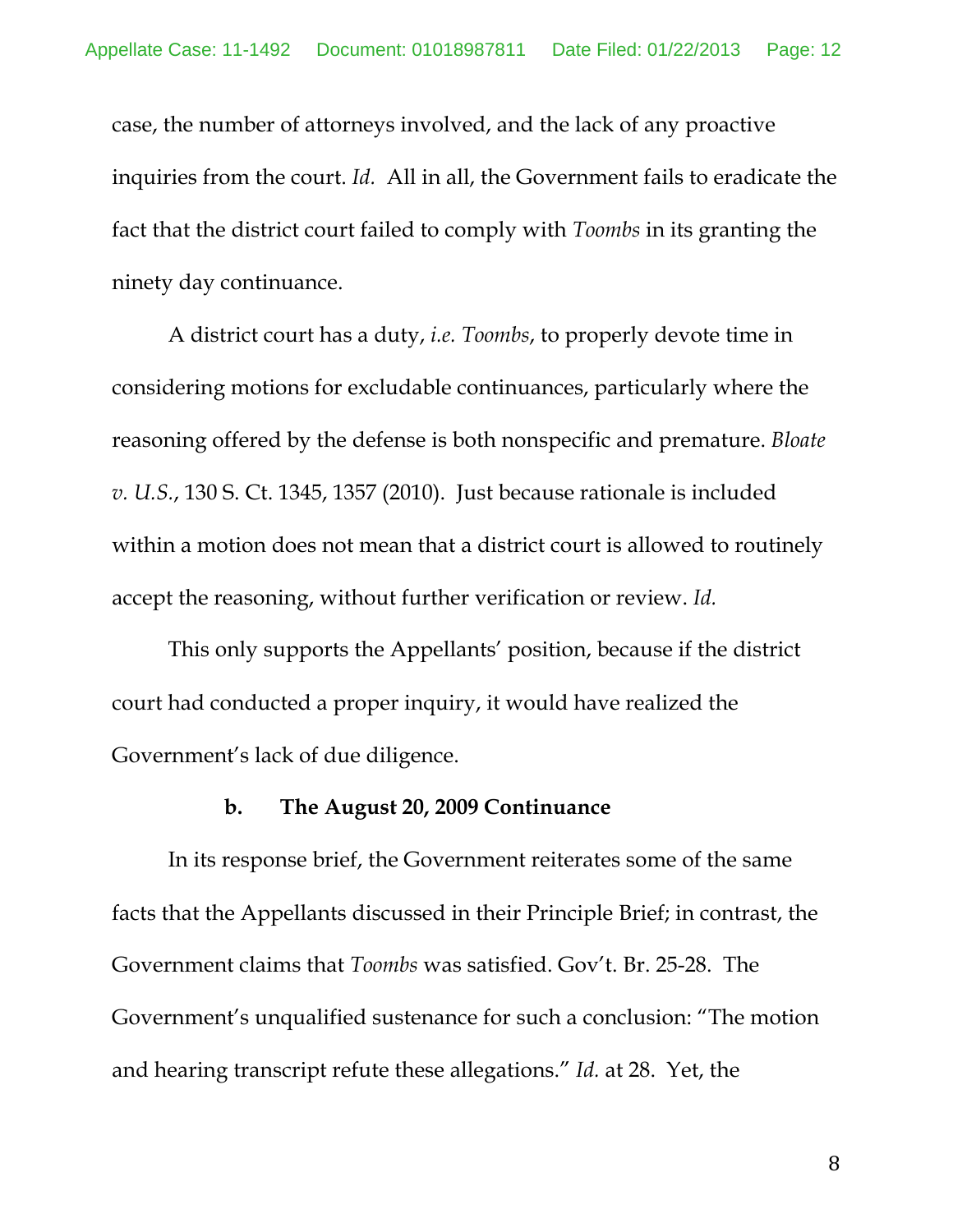case, the number of attorneys involved, and the lack of any proactive inquiries from the court. *Id.* All in all, the Government fails to eradicate the fact that the district court failed to comply with *Toombs* in its granting the ninety day continuance.

A district court has a duty, *i.e. Toombs*, to properly devote time in considering motions for excludable continuances, particularly where the reasoning offered by the defense is both nonspecific and premature. *Bloate v. U.S.*, 130 S. Ct. 1345, 1357 (2010). Just because rationale is included within a motion does not mean that a district court is allowed to routinely accept the reasoning, without further verification or review. *Id.*

This only supports the Appellants' position, because if the district court had conducted a proper inquiry, it would have realized the Government's lack of due diligence.

**b. The August 20, 2009 Continuance**

In its response brief, the Government reiterates some of the same facts that the Appellants discussed in their Principle Brief; in contrast, the Government claims that *Toombs* was satisfied. Gov't. Br. 25-28. The Government's unqualified sustenance for such a conclusion: "The motion and hearing transcript refute these allegations." *Id.* at 28. Yet, the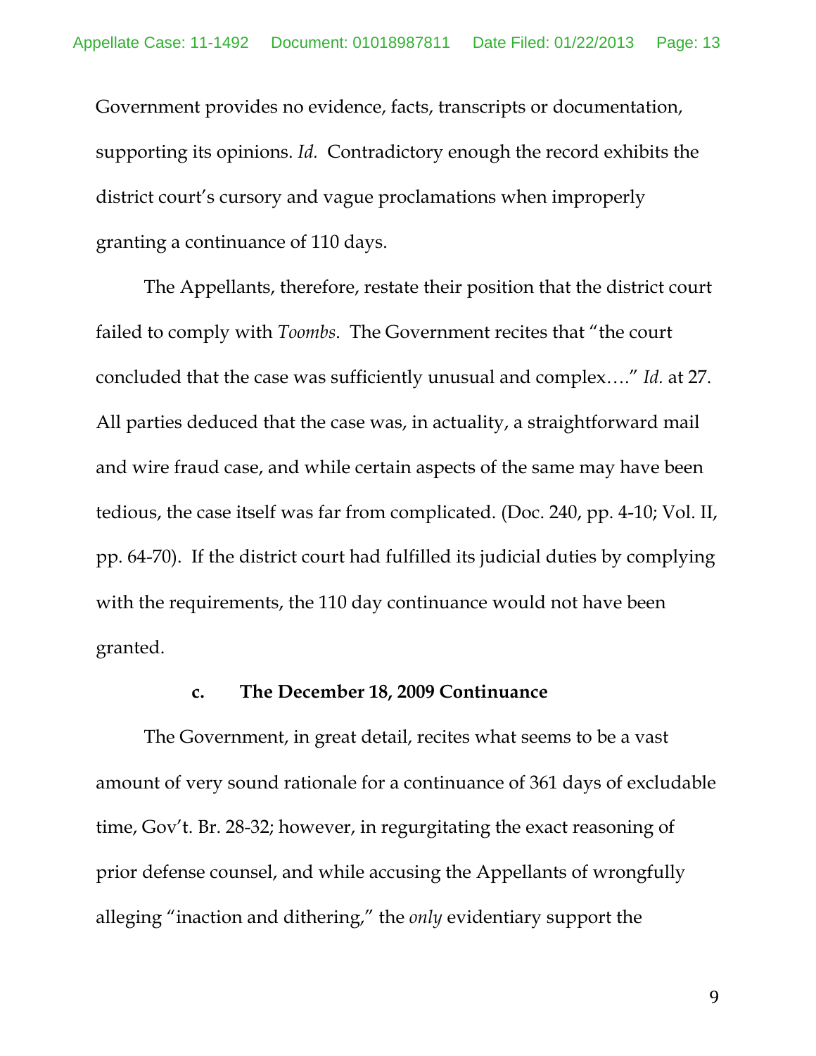Government provides no evidence, facts, transcripts or documentation, supporting its opinions. *Id.* Contradictory enough the record exhibits the district court's cursory and vague proclamations when improperly granting a continuance of 110 days.

The Appellants, therefore, restate their position that the district court failed to comply with *Toombs*. The Government recites that "the court concluded that the case was sufficiently unusual and complex…." *Id.* at 27. All parties deduced that the case was, in actuality, a straightforward mail and wire fraud case, and while certain aspects of the same may have been tedious, the case itself was far from complicated. (Doc. 240, pp. 4-10; Vol. II, pp. 64-70). If the district court had fulfilled its judicial duties by complying with the requirements, the 110 day continuance would not have been granted.

**c. The December 18, 2009 Continuance**

The Government, in great detail, recites what seems to be a vast amount of very sound rationale for a continuance of 361 days of excludable time, Gov't. Br. 28-32; however, in regurgitating the exact reasoning of prior defense counsel, and while accusing the Appellants of wrongfully alleging "inaction and dithering," the *only* evidentiary support the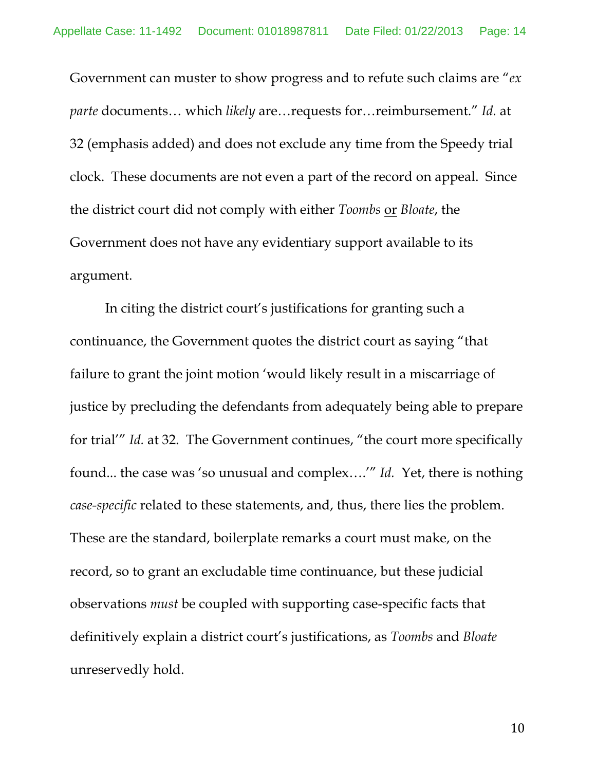Government can muster to show progress and to refute such claims are "*ex parte* documents… which *likely* are…requests for…reimbursement." *Id.* at 32 (emphasis added) and does not exclude any time from the Speedy trial clock. These documents are not even a part of the record on appeal. Since the district court did not comply with either *Toombs* <u>or</u> *Bloate*, the Government does not have any evidentiary support available to its argument.

In citing the district court's justifications for granting such a continuance, the Government quotes the district court as saying "that failure to grant the joint motion 'would likely result in a miscarriage of justice by precluding the defendants from adequately being able to prepare for trial'" *Id.* at 32. The Government continues, "the court more specifically found... the case was 'so unusual and complex….'" *Id.* Yet, there is nothing *case-specific* related to these statements, and, thus, there lies the problem. These are the standard, boilerplate remarks a court must make, on the record, so to grant an excludable time continuance, but these judicial observations *must* be coupled with supporting case-specific facts that definitively explain a district court's justifications, as *Toombs* and *Bloate* unreservedly hold.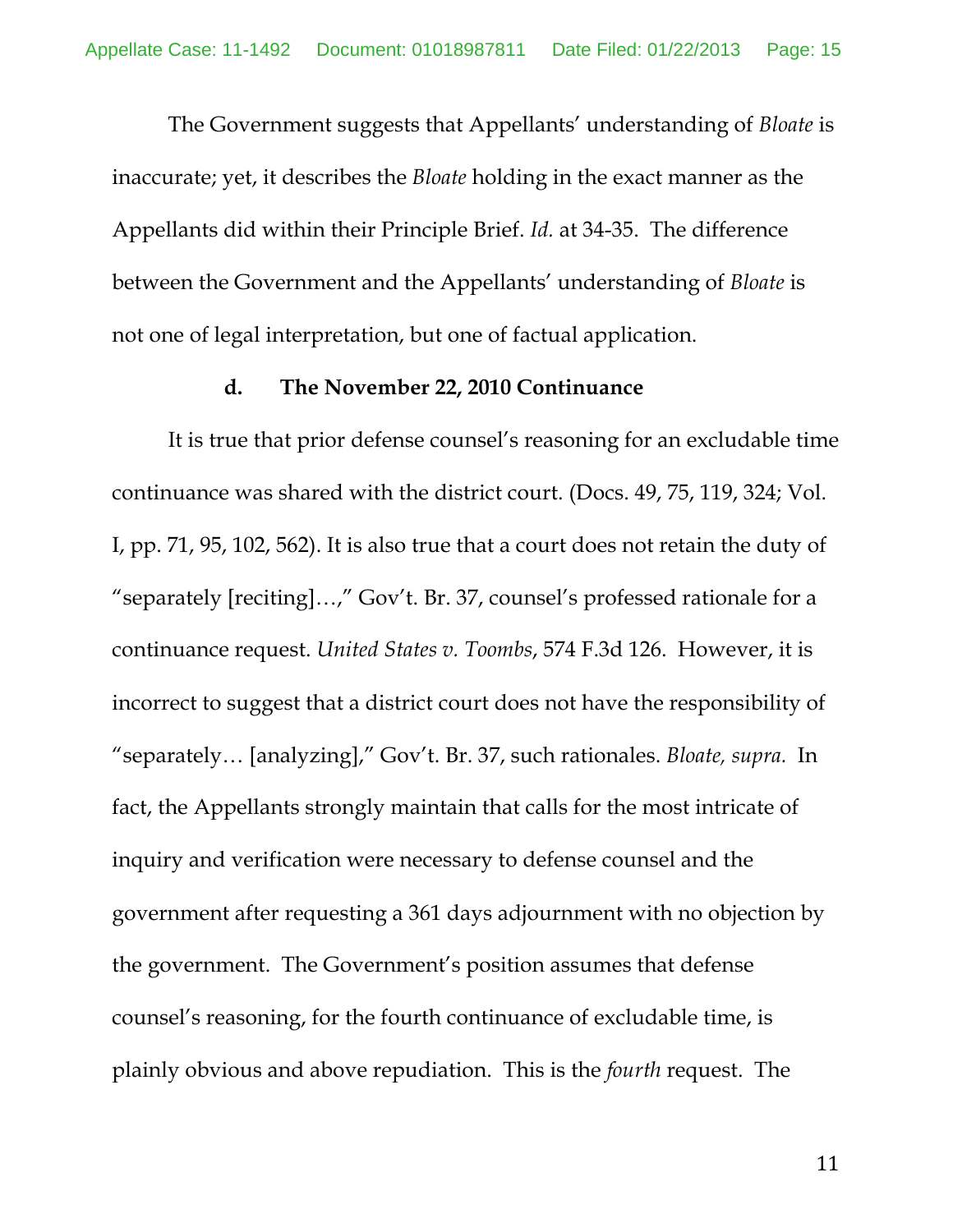The Government suggests that Appellants' understanding of *Bloate* is inaccurate; yet, it describes the *Bloate* holding in the exact manner as the Appellants did within their Principle Brief. *Id.* at 34-35. The difference between the Government and the Appellants' understanding of *Bloate* is not one of legal interpretation, but one of factual application.

**d. The November 22, 2010 Continuance**

It is true that prior defense counsel's reasoning for an excludable time continuance was shared with the district court. (Docs. 49, 75, 119, 324; Vol. I, pp. 71, 95, 102, 562). It is also true that a court does not retain the duty of "separately [reciting]…," Gov't. Br. 37, counsel's professed rationale for a continuance request. *United States v. Toombs*, 574 F.3d 126. However, it is incorrect to suggest that a district court does not have the responsibility of "separately… [analyzing]," Gov't. Br. 37, such rationales. *Bloate, supra.* In fact, the Appellants strongly maintain that calls for the most intricate of inquiry and verification were necessary to defense counsel and the government after requesting a 361 days adjournment with no objection by the government. The Government's position assumes that defense counsel's reasoning, for the fourth continuance of excludable time, is plainly obvious and above repudiation. This is the *fourth* request. The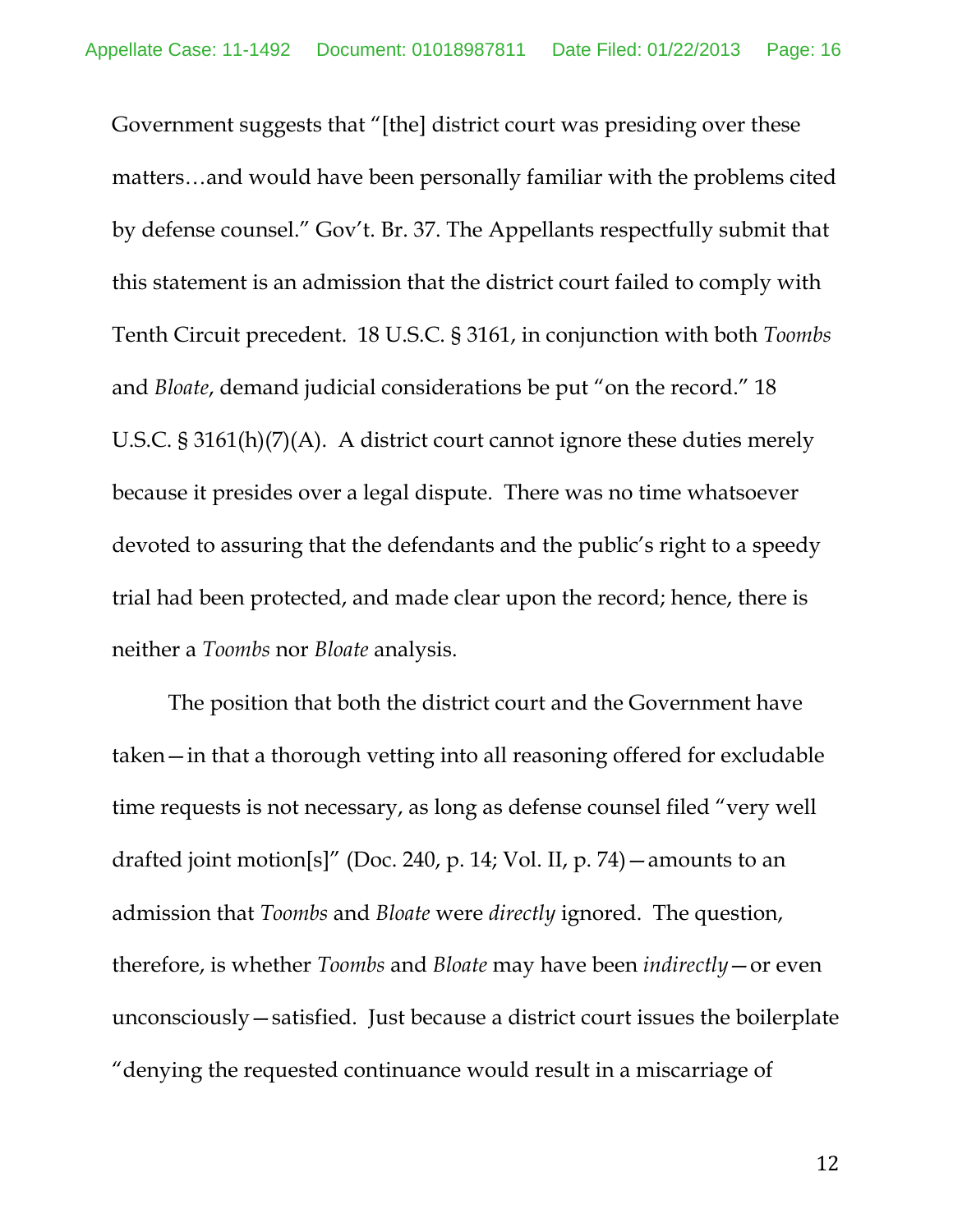Government suggests that "[the] district court was presiding over these matters…and would have been personally familiar with the problems cited by defense counsel." Gov't. Br. 37. The Appellants respectfully submit that this statement is an admission that the district court failed to comply with Tenth Circuit precedent. 18 U.S.C. § 3161, in conjunction with both *Toombs* and *Bloate*, demand judicial considerations be put "on the record." 18 U.S.C. § 3161(h)(7)(A). A district court cannot ignore these duties merely because it presides over a legal dispute. There was no time whatsoever devoted to assuring that the defendants and the public's right to a speedy trial had been protected, and made clear upon the record; hence, there is neither a *Toombs* nor *Bloate* analysis.

The position that both the district court and the Government have taken—in that a thorough vetting into all reasoning offered for excludable time requests is not necessary, as long as defense counsel filed "very well drafted joint motion[s]" (Doc. 240, p. 14; Vol. II, p. 74)—amounts to an admission that *Toombs* and *Bloate* were *directly* ignored. The question, therefore, is whether *Toombs* and *Bloate* may have been *indirectly*—or even unconsciously—satisfied. Just because a district court issues the boilerplate "denying the requested continuance would result in a miscarriage of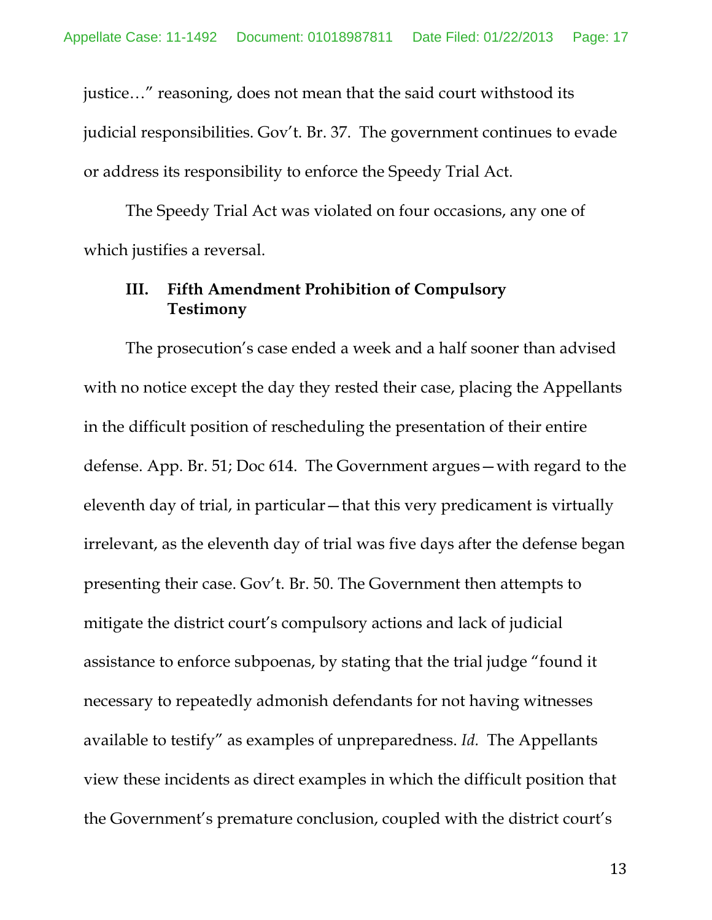justice…" reasoning, does not mean that the said court withstood its judicial responsibilities. Gov't. Br. 37. The government continues to evade or address its responsibility to enforce the Speedy Trial Act.

The Speedy Trial Act was violated on four occasions, any one of which justifies a reversal.

### III. Fifth Amendment Prohibition of Compulsory Testimony

The prosecution's case ended a week and a half sooner than advised with no notice except the day they rested their case, placing the Appellants in the difficult position of rescheduling the presentation of their entire defense. App. Br. 51; Doc 614. The Government argues—with regard to the eleventh day of trial, in particular—that this very predicament is virtually irrelevant, as the eleventh day of trial was five days after the defense began presenting their case. Gov't. Br. 50. The Government then attempts to mitigate the district court's compulsory actions and lack of judicial assistance to enforce subpoenas, by stating that the trial judge "found it necessary to repeatedly admonish defendants for not having witnesses available to testify" as examples of unpreparedness. *Id.* The Appellants view these incidents as direct examples in which the difficult position that the Government's premature conclusion, coupled with the district court's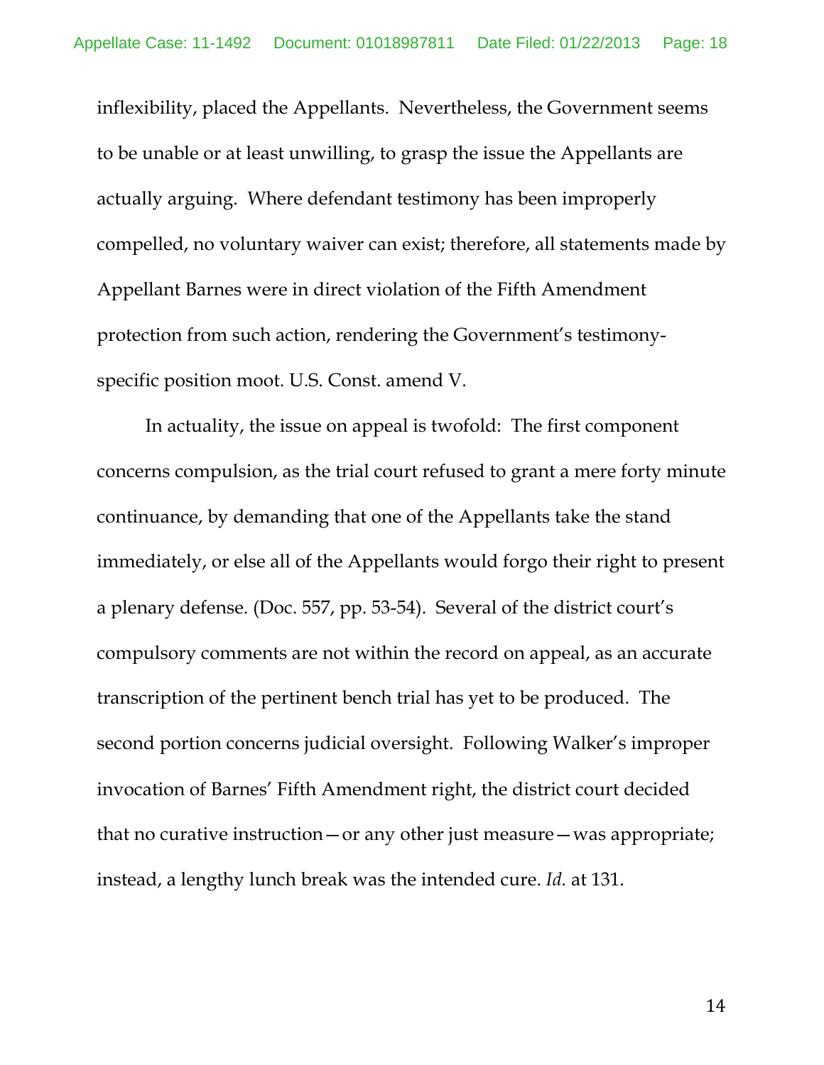inflexibility, placed the Appellants. Nevertheless, the Government seems to be unable or at least unwilling, to grasp the issue the Appellants are actually arguing. Where defendant testimony has been improperly compelled, no voluntary waiver can exist; therefore, all statements made by Appellant Barnes were in direct violation of the Fifth Amendment protection from such action, rendering the Government's testimony-specific position moot. U.S. Const. amend V.

In actuality, the issue on appeal is twofold: The first component concerns compulsion, as the trial court refused to grant a mere forty minute continuance, by demanding that one of the Appellants take the stand immediately, or else all of the Appellants would forgo their right to present a plenary defense. (Doc. 557, pp. 53-54). Several of the district court's compulsory comments are not within the record on appeal, as an accurate transcription of the pertinent bench trial has yet to be produced. The second portion concerns judicial oversight. Following Walker's improper invocation of Barnes' Fifth Amendment right, the district court decided that no curative instruction—or any other just measure—was appropriate; instead, a lengthy lunch break was the intended cure. *Id.* at 131.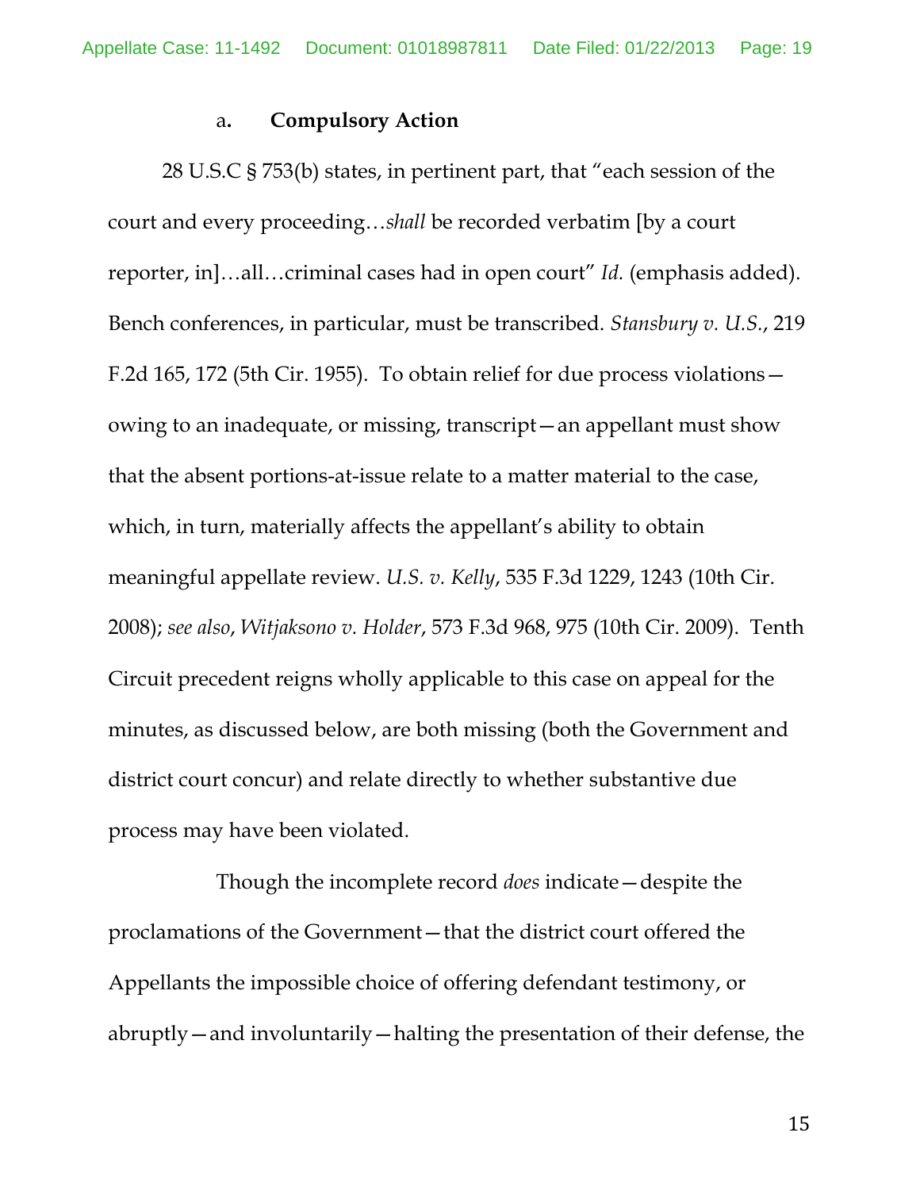a. **Compulsory Action**

28 U.S.C § 753(b) states, in pertinent part, that "each session of the court and every proceeding…*shall* be recorded verbatim [by a court reporter, in]…all…criminal cases had in open court" *Id.* (emphasis added). Bench conferences, in particular, must be transcribed. *Stansbury v. U.S.*, 219 F.2d 165, 172 (5th Cir. 1955). To obtain relief for due process violations—owing to an inadequate, or missing, transcript—an appellant must show that the absent portions-at-issue relate to a matter material to the case, which, in turn, materially affects the appellant's ability to obtain meaningful appellate review. *U.S. v. Kelly*, 535 F.3d 1229, 1243 (10th Cir. 2008); *see also*, *Witjaksono v. Holder*, 573 F.3d 968, 975 (10th Cir. 2009). Tenth Circuit precedent reigns wholly applicable to this case on appeal for the minutes, as discussed below, are both missing (both the Government and district court concur) and relate directly to whether substantive due process may have been violated.

Though the incomplete record *does* indicate—despite the proclamations of the Government—that the district court offered the Appellants the impossible choice of offering defendant testimony, or abruptly—and involuntarily—halting the presentation of their defense, the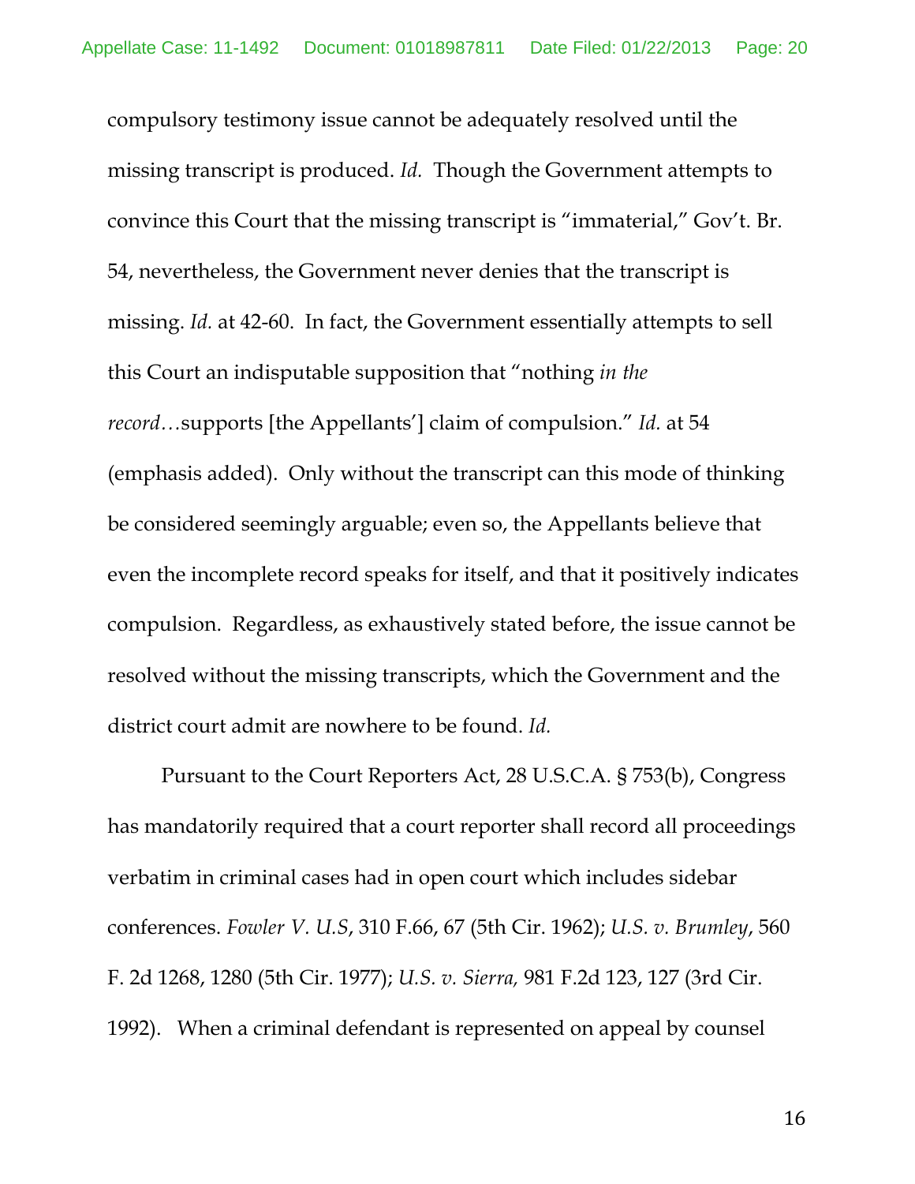compulsory testimony issue cannot be adequately resolved until the missing transcript is produced. *Id.* Though the Government attempts to convince this Court that the missing transcript is "immaterial," Gov't. Br. 54, nevertheless, the Government never denies that the transcript is missing. *Id.* at 42-60. In fact, the Government essentially attempts to sell this Court an indisputable supposition that "nothing *in the record…*supports [the Appellants'] claim of compulsion." *Id.* at 54 (emphasis added). Only without the transcript can this mode of thinking be considered seemingly arguable; even so, the Appellants believe that even the incomplete record speaks for itself, and that it positively indicates compulsion. Regardless, as exhaustively stated before, the issue cannot be resolved without the missing transcripts, which the Government and the district court admit are nowhere to be found. *Id.*

Pursuant to the Court Reporters Act, 28 U.S.C.A. § 753(b), Congress has mandatorily required that a court reporter shall record all proceedings verbatim in criminal cases had in open court which includes sidebar conferences. *Fowler V. U.S*, 310 F.66, 67 (5th Cir. 1962); *U.S. v. Brumley*, 560 F. 2d 1268, 1280 (5th Cir. 1977); *U.S. v. Sierra,* 981 F.2d 123, 127 (3rd Cir. 1992). When a criminal defendant is represented on appeal by counsel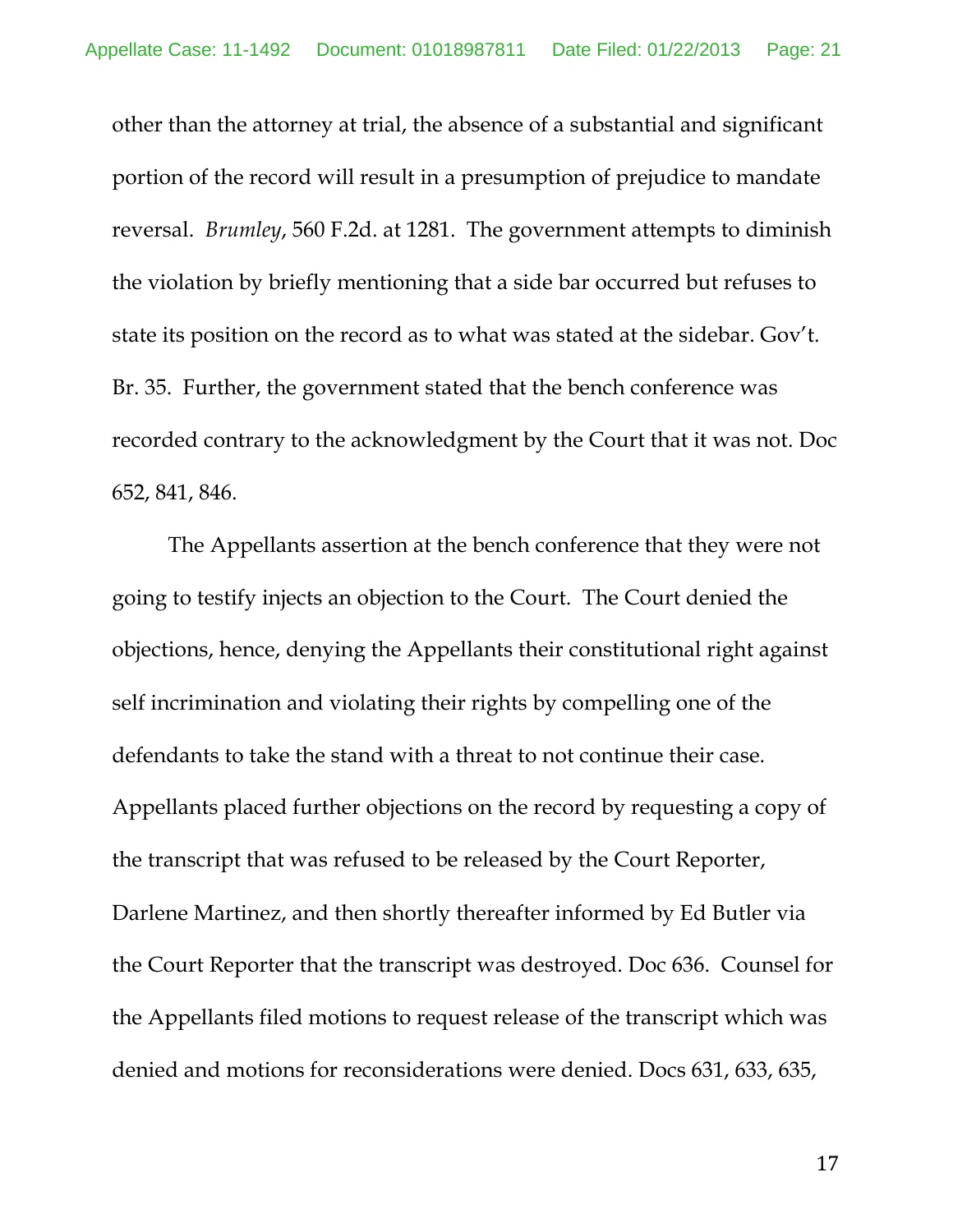other than the attorney at trial, the absence of a substantial and significant portion of the record will result in a presumption of prejudice to mandate reversal. *Brumley*, 560 F.2d. at 1281. The government attempts to diminish the violation by briefly mentioning that a side bar occurred but refuses to state its position on the record as to what was stated at the sidebar. Gov't. Br. 35. Further, the government stated that the bench conference was recorded contrary to the acknowledgment by the Court that it was not. Doc 652, 841, 846.

The Appellants assertion at the bench conference that they were not going to testify injects an objection to the Court. The Court denied the objections, hence, denying the Appellants their constitutional right against self incrimination and violating their rights by compelling one of the defendants to take the stand with a threat to not continue their case. Appellants placed further objections on the record by requesting a copy of the transcript that was refused to be released by the Court Reporter, Darlene Martinez, and then shortly thereafter informed by Ed Butler via the Court Reporter that the transcript was destroyed. Doc 636. Counsel for the Appellants filed motions to request release of the transcript which was denied and motions for reconsiderations were denied. Docs 631, 633, 635,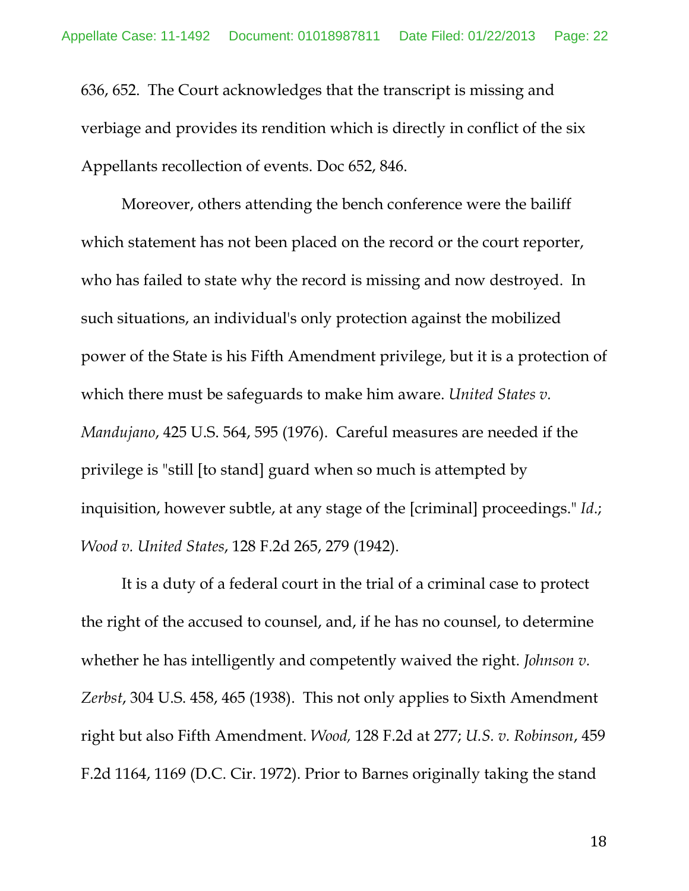636, 652. The Court acknowledges that the transcript is missing and verbiage and provides its rendition which is directly in conflict of the six Appellants recollection of events. Doc 652, 846.

Moreover, others attending the bench conference were the bailiff which statement has not been placed on the record or the court reporter, who has failed to state why the record is missing and now destroyed. In such situations, an individual's only protection against the mobilized power of the State is his Fifth Amendment privilege, but it is a protection of which there must be safeguards to make him aware. *United States v. Mandujano*, 425 U.S. 564, 595 (1976). Careful measures are needed if the privilege is "still [to stand] guard when so much is attempted by inquisition, however subtle, at any stage of the [criminal] proceedings." *Id.*; *Wood v. United States*, 128 F.2d 265, 279 (1942).

It is a duty of a federal court in the trial of a criminal case to protect the right of the accused to counsel, and, if he has no counsel, to determine whether he has intelligently and competently waived the right. *Johnson v. Zerbst*, 304 U.S. 458, 465 (1938). This not only applies to Sixth Amendment right but also Fifth Amendment. *Wood,* 128 F.2d at 277; *U.S. v. Robinson*, 459 F.2d 1164, 1169 (D.C. Cir. 1972). Prior to Barnes originally taking the stand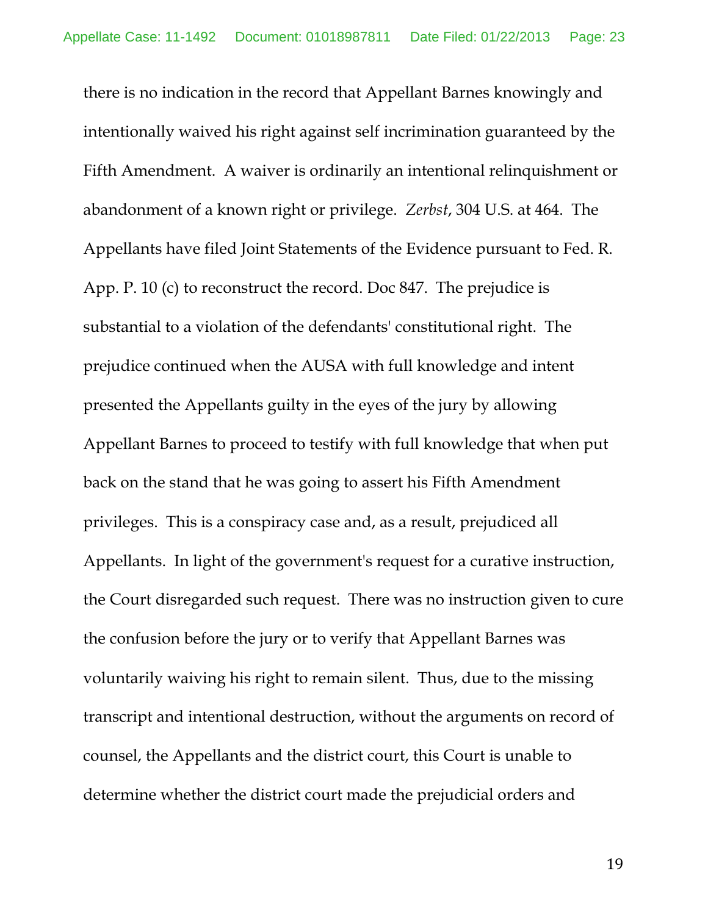there is no indication in the record that Appellant Barnes knowingly and intentionally waived his right against self incrimination guaranteed by the Fifth Amendment. A waiver is ordinarily an intentional relinquishment or abandonment of a known right or privilege. *Zerbst*, 304 U.S. at 464. The Appellants have filed Joint Statements of the Evidence pursuant to Fed. R. App. P. 10 (c) to reconstruct the record. Doc 847. The prejudice is substantial to a violation of the defendants' constitutional right. The prejudice continued when the AUSA with full knowledge and intent presented the Appellants guilty in the eyes of the jury by allowing Appellant Barnes to proceed to testify with full knowledge that when put back on the stand that he was going to assert his Fifth Amendment privileges. This is a conspiracy case and, as a result, prejudiced all Appellants. In light of the government's request for a curative instruction, the Court disregarded such request. There was no instruction given to cure the confusion before the jury or to verify that Appellant Barnes was voluntarily waiving his right to remain silent. Thus, due to the missing transcript and intentional destruction, without the arguments on record of counsel, the Appellants and the district court, this Court is unable to determine whether the district court made the prejudicial orders and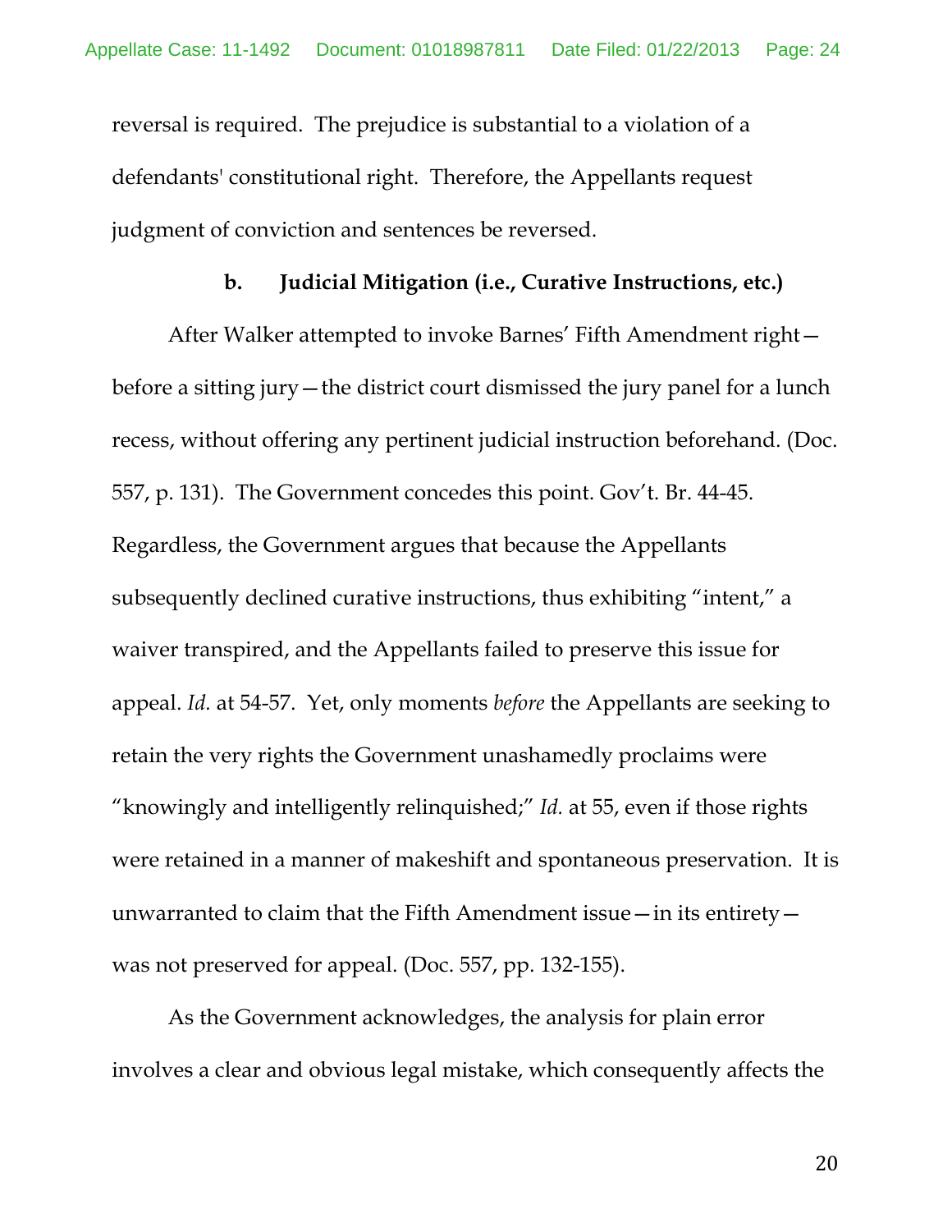reversal is required. The prejudice is substantial to a violation of a defendants' constitutional right. Therefore, the Appellants request judgment of conviction and sentences be reversed.

**b. Judicial Mitigation (i.e., Curative Instructions, etc.)**

After Walker attempted to invoke Barnes' Fifth Amendment right—before a sitting jury—the district court dismissed the jury panel for a lunch recess, without offering any pertinent judicial instruction beforehand. (Doc. 557, p. 131). The Government concedes this point. Gov't. Br. 44-45. Regardless, the Government argues that because the Appellants subsequently declined curative instructions, thus exhibiting "intent," a waiver transpired, and the Appellants failed to preserve this issue for appeal. *Id.* at 54-57. Yet, only moments *before* the Appellants are seeking to retain the very rights the Government unashamedly proclaims were "knowingly and intelligently relinquished;" *Id.* at 55, even if those rights were retained in a manner of makeshift and spontaneous preservation. It is unwarranted to claim that the Fifth Amendment issue—in its entirety—was not preserved for appeal. (Doc. 557, pp. 132-155).

As the Government acknowledges, the analysis for plain error involves a clear and obvious legal mistake, which consequently affects the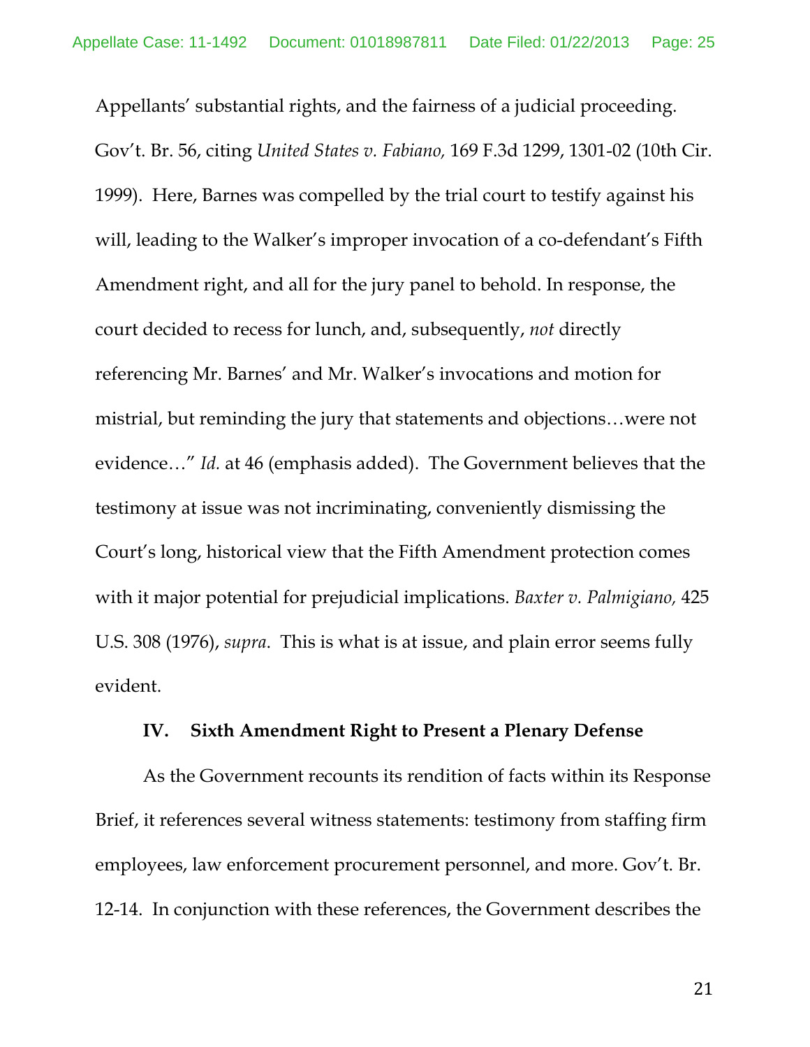Appellants' substantial rights, and the fairness of a judicial proceeding. Gov't. Br. 56, citing *United States v. Fabiano,* 169 F.3d 1299, 1301-02 (10th Cir. 1999). Here, Barnes was compelled by the trial court to testify against his will, leading to the Walker's improper invocation of a co-defendant's Fifth Amendment right, and all for the jury panel to behold. In response, the court decided to recess for lunch, and, subsequently, *not* directly referencing Mr. Barnes' and Mr. Walker's invocations and motion for mistrial, but reminding the jury that statements and objections…were not evidence…" *Id.* at 46 (emphasis added). The Government believes that the testimony at issue was not incriminating, conveniently dismissing the Court's long, historical view that the Fifth Amendment protection comes with it major potential for prejudicial implications. *Baxter v. Palmigiano,* 425 U.S. 308 (1976), *supra*. This is what is at issue, and plain error seems fully evident.

## IV. Sixth Amendment Right to Present a Plenary Defense

As the Government recounts its rendition of facts within its Response Brief, it references several witness statements: testimony from staffing firm employees, law enforcement procurement personnel, and more. Gov't. Br. 12-14. In conjunction with these references, the Government describes the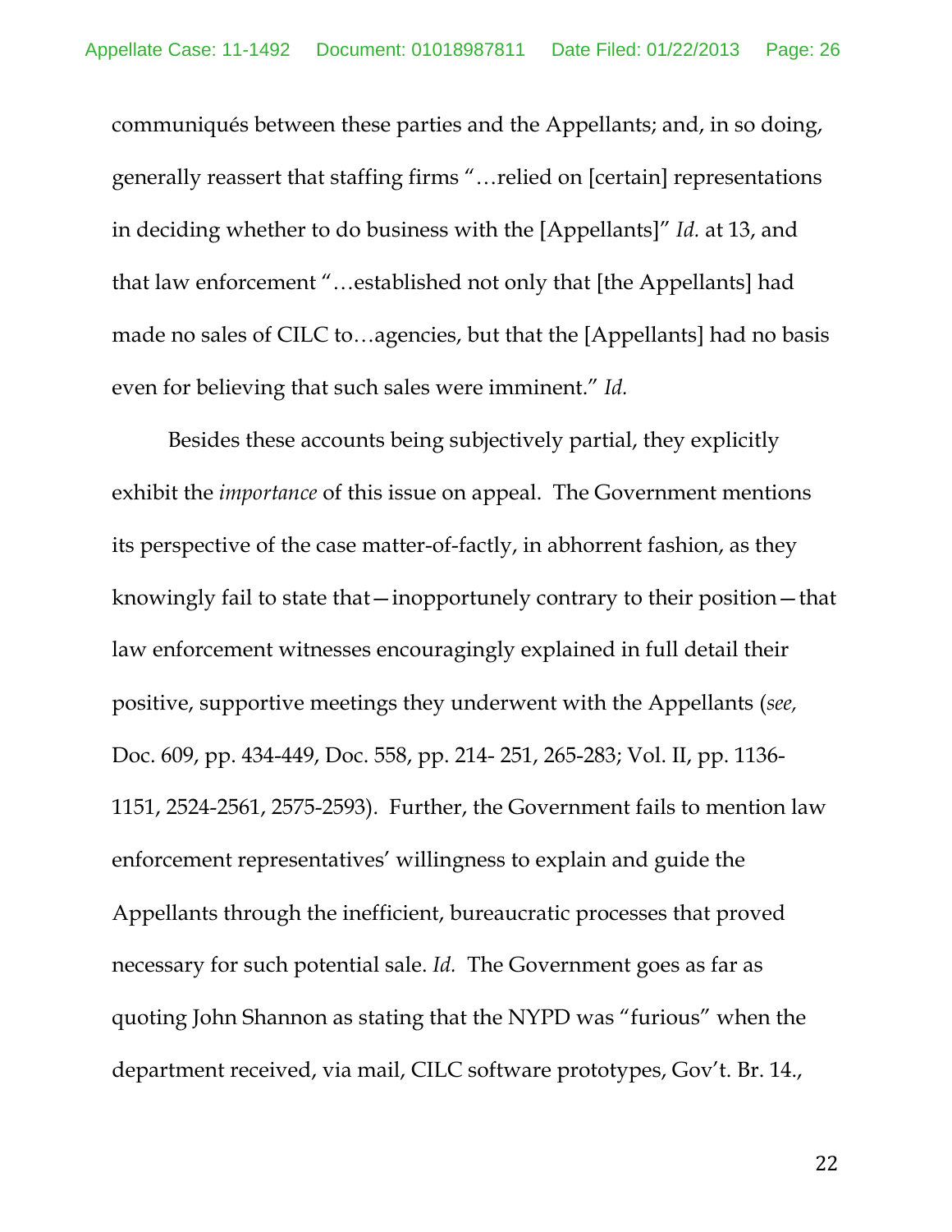communiqués between these parties and the Appellants; and, in so doing, generally reassert that staffing firms "…relied on [certain] representations in deciding whether to do business with the [Appellants]" *Id.* at 13, and that law enforcement "…established not only that [the Appellants] had made no sales of CILC to…agencies, but that the [Appellants] had no basis even for believing that such sales were imminent." *Id.*

Besides these accounts being subjectively partial, they explicitly exhibit the *importance* of this issue on appeal. The Government mentions its perspective of the case matter-of-factly, in abhorrent fashion, as they knowingly fail to state that—inopportunely contrary to their position—that law enforcement witnesses encouragingly explained in full detail their positive, supportive meetings they underwent with the Appellants (*see,* Doc. 609, pp. 434-449, Doc. 558, pp. 214- 251, 265-283; Vol. II, pp. 1136-1151, 2524-2561, 2575-2593). Further, the Government fails to mention law enforcement representatives' willingness to explain and guide the Appellants through the inefficient, bureaucratic processes that proved necessary for such potential sale. *Id.* The Government goes as far as quoting John Shannon as stating that the NYPD was "furious" when the department received, via mail, CILC software prototypes, Gov't. Br. 14.,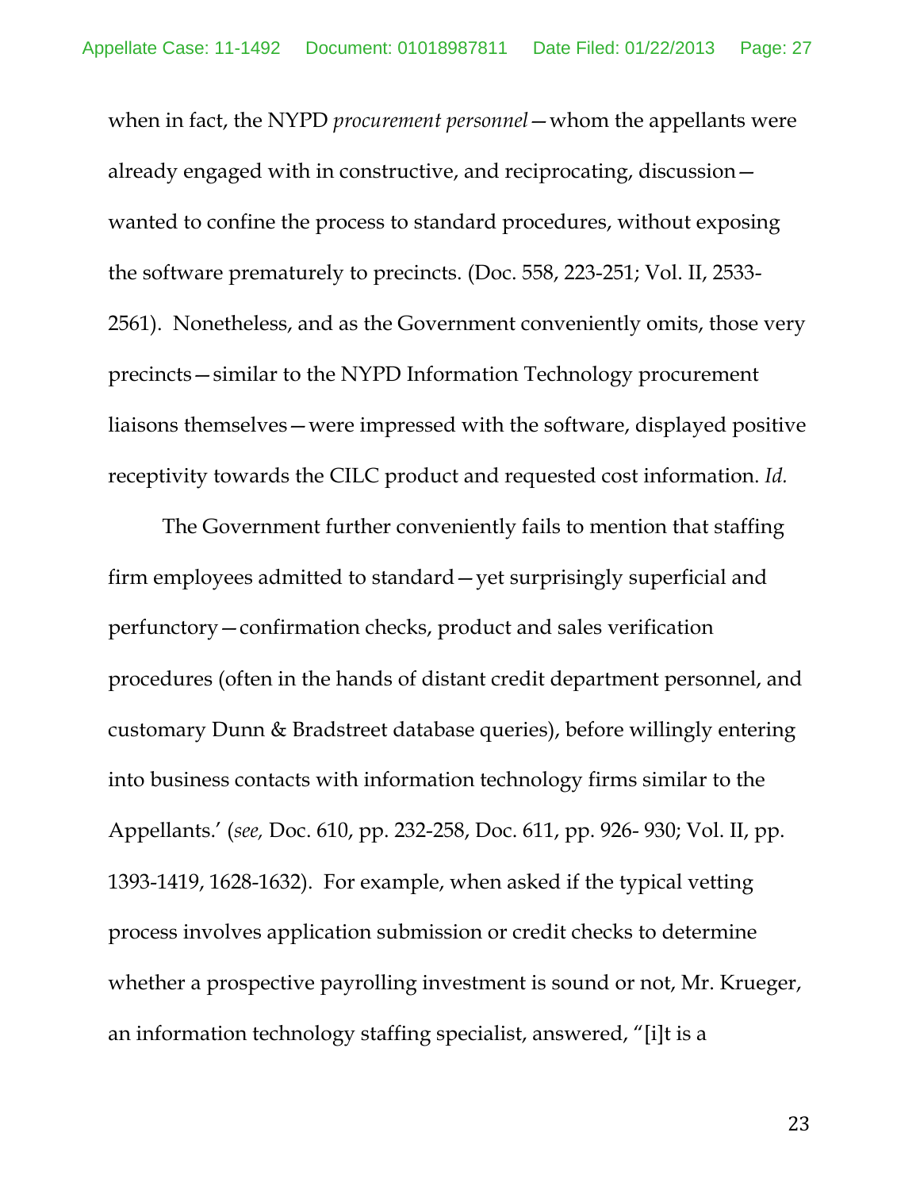when in fact, the NYPD *procurement personnel*—whom the appellants were already engaged with in constructive, and reciprocating, discussion—wanted to confine the process to standard procedures, without exposing the software prematurely to precincts. (Doc. 558, 223-251; Vol. II, 2533-2561). Nonetheless, and as the Government conveniently omits, those very precincts—similar to the NYPD Information Technology procurement liaisons themselves—were impressed with the software, displayed positive receptivity towards the CILC product and requested cost information. *Id.*

The Government further conveniently fails to mention that staffing firm employees admitted to standard—yet surprisingly superficial and perfunctory—confirmation checks, product and sales verification procedures (often in the hands of distant credit department personnel, and customary Dunn & Bradstreet database queries), before willingly entering into business contacts with information technology firms similar to the Appellants.' (*see,* Doc. 610, pp. 232-258, Doc. 611, pp. 926- 930; Vol. II, pp. 1393-1419, 1628-1632). For example, when asked if the typical vetting process involves application submission or credit checks to determine whether a prospective payrolling investment is sound or not, Mr. Krueger, an information technology staffing specialist, answered, "[i]t is a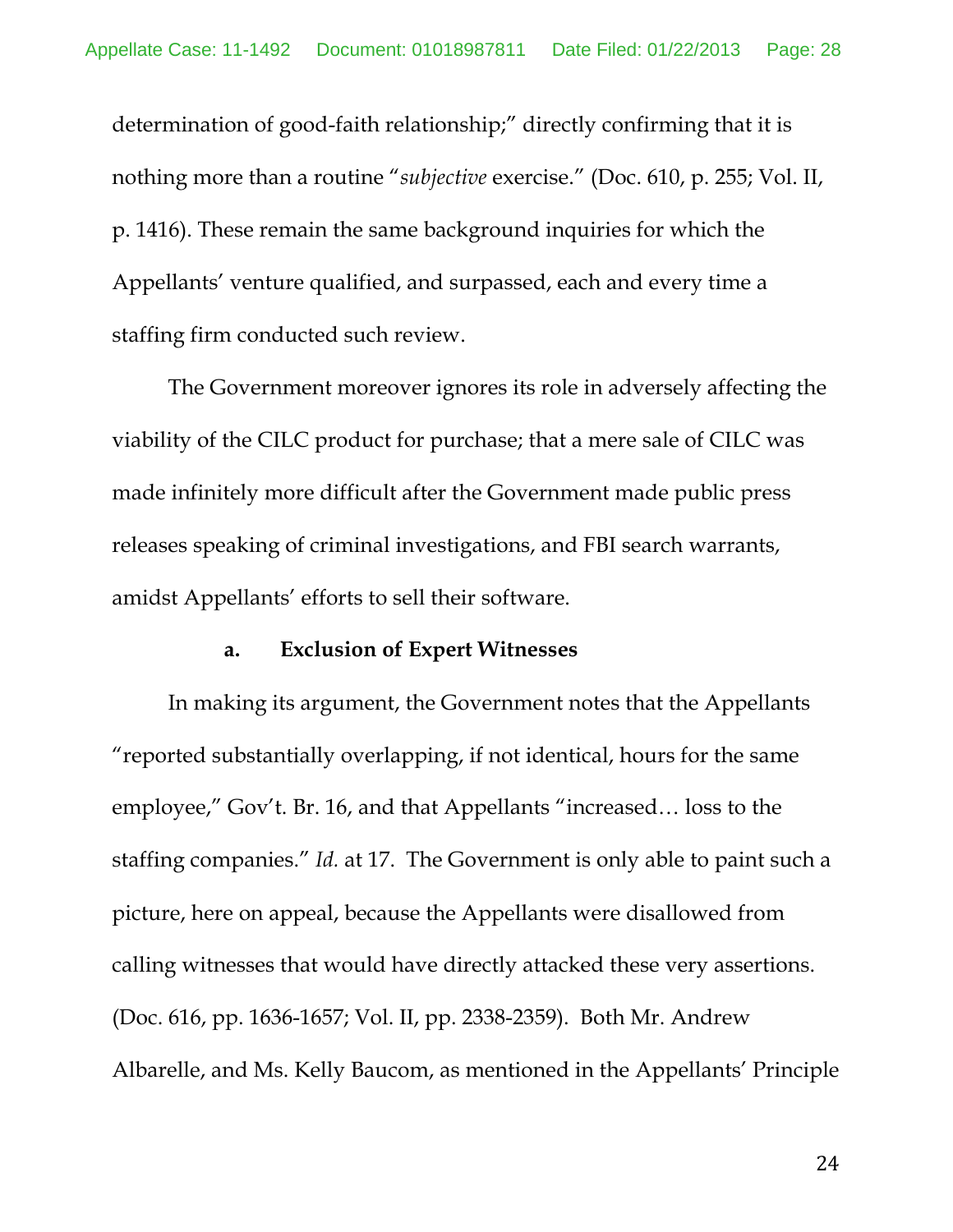determination of good-faith relationship;" directly confirming that it is nothing more than a routine "*subjective* exercise." (Doc. 610, p. 255; Vol. II, p. 1416). These remain the same background inquiries for which the Appellants' venture qualified, and surpassed, each and every time a staffing firm conducted such review.

The Government moreover ignores its role in adversely affecting the viability of the CILC product for purchase; that a mere sale of CILC was made infinitely more difficult after the Government made public press releases speaking of criminal investigations, and FBI search warrants, amidst Appellants' efforts to sell their software.

**a. Exclusion of Expert Witnesses**

In making its argument, the Government notes that the Appellants "reported substantially overlapping, if not identical, hours for the same employee," Gov't. Br. 16, and that Appellants "increased… loss to the staffing companies." *Id.* at 17. The Government is only able to paint such a picture, here on appeal, because the Appellants were disallowed from calling witnesses that would have directly attacked these very assertions. (Doc. 616, pp. 1636-1657; Vol. II, pp. 2338-2359). Both Mr. Andrew Albarelle, and Ms. Kelly Baucom, as mentioned in the Appellants' Principle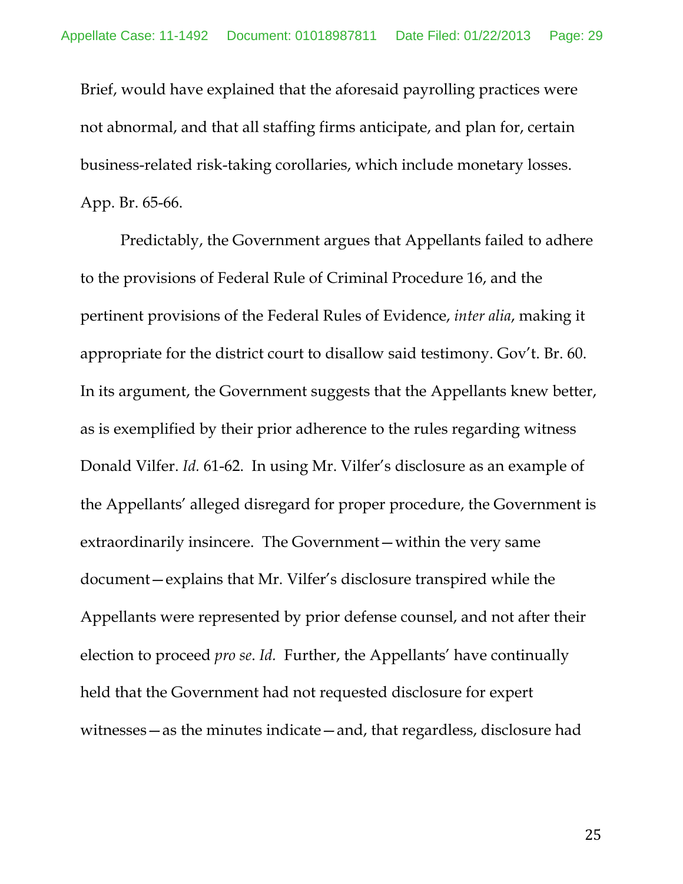Brief, would have explained that the aforesaid payrolling practices were not abnormal, and that all staffing firms anticipate, and plan for, certain business-related risk-taking corollaries, which include monetary losses. App. Br. 65-66.

Predictably, the Government argues that Appellants failed to adhere to the provisions of Federal Rule of Criminal Procedure 16, and the pertinent provisions of the Federal Rules of Evidence, *inter alia*, making it appropriate for the district court to disallow said testimony. Gov't. Br. 60. In its argument, the Government suggests that the Appellants knew better, as is exemplified by their prior adherence to the rules regarding witness Donald Vilfer. *Id.* 61-62. In using Mr. Vilfer's disclosure as an example of the Appellants' alleged disregard for proper procedure, the Government is extraordinarily insincere. The Government—within the very same document—explains that Mr. Vilfer's disclosure transpired while the Appellants were represented by prior defense counsel, and not after their election to proceed *pro se*. *Id.* Further, the Appellants' have continually held that the Government had not requested disclosure for expert witnesses—as the minutes indicate—and, that regardless, disclosure had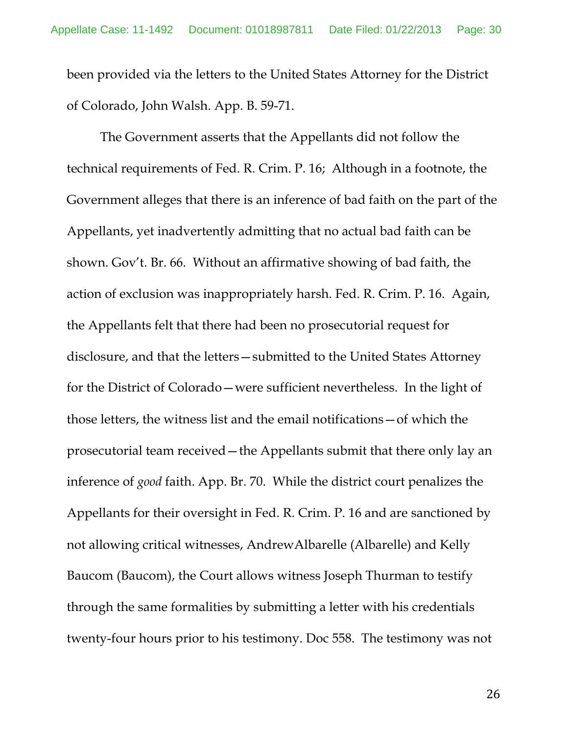been provided via the letters to the United States Attorney for the District of Colorado, John Walsh. App. B. 59-71.

The Government asserts that the Appellants did not follow the technical requirements of Fed. R. Crim. P. 16; Although in a footnote, the Government alleges that there is an inference of bad faith on the part of the Appellants, yet inadvertently admitting that no actual bad faith can be shown. Gov't. Br. 66. Without an affirmative showing of bad faith, the action of exclusion was inappropriately harsh. Fed. R. Crim. P. 16. Again, the Appellants felt that there had been no prosecutorial request for disclosure, and that the letters—submitted to the United States Attorney for the District of Colorado—were sufficient nevertheless. In the light of those letters, the witness list and the email notifications—of which the prosecutorial team received—the Appellants submit that there only lay an inference of *good* faith. App. Br. 70. While the district court penalizes the Appellants for their oversight in Fed. R. Crim. P. 16 and are sanctioned by not allowing critical witnesses, AndrewAlbarelle (Albarelle) and Kelly Baucom (Baucom), the Court allows witness Joseph Thurman to testify through the same formalities by submitting a letter with his credentials twenty-four hours prior to his testimony. Doc 558. The testimony was not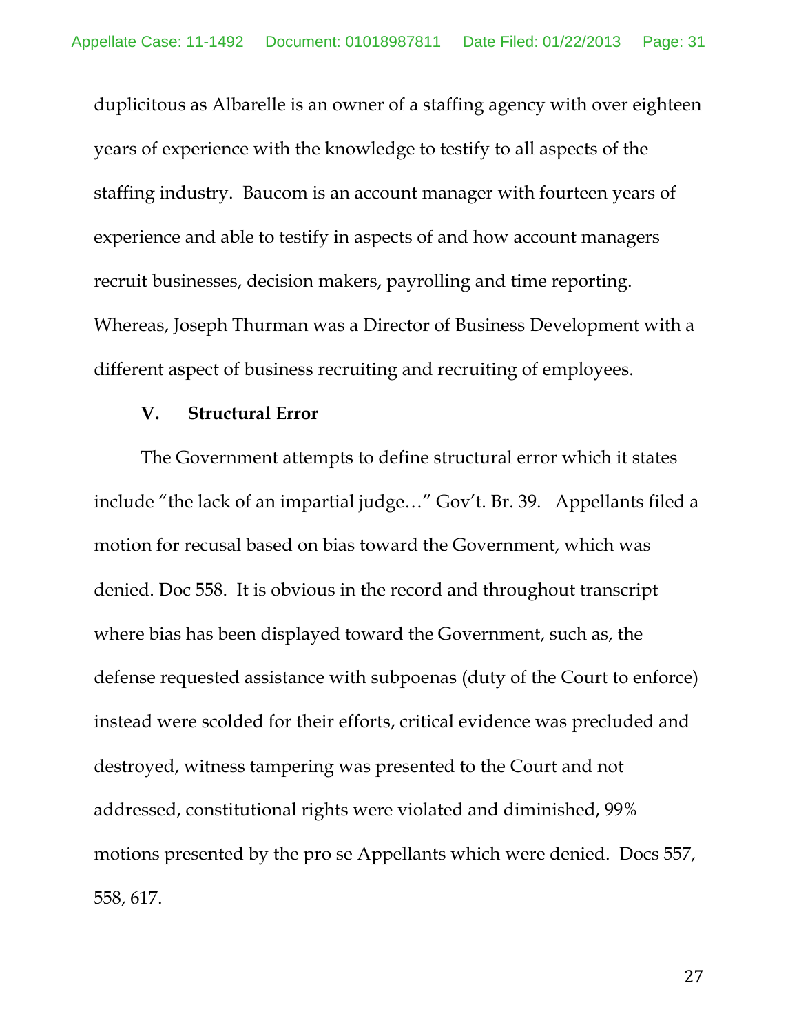duplicitous as Albarelle is an owner of a staffing agency with over eighteen years of experience with the knowledge to testify to all aspects of the staffing industry. Baucom is an account manager with fourteen years of experience and able to testify in aspects of and how account managers recruit businesses, decision makers, payrolling and time reporting. Whereas, Joseph Thurman was a Director of Business Development with a different aspect of business recruiting and recruiting of employees.

## V. Structural Error

The Government attempts to define structural error which it states include "the lack of an impartial judge…" Gov't. Br. 39. Appellants filed a motion for recusal based on bias toward the Government, which was denied. Doc 558. It is obvious in the record and throughout transcript where bias has been displayed toward the Government, such as, the defense requested assistance with subpoenas (duty of the Court to enforce) instead were scolded for their efforts, critical evidence was precluded and destroyed, witness tampering was presented to the Court and not addressed, constitutional rights were violated and diminished, 99% motions presented by the pro se Appellants which were denied. Docs 557, 558, 617.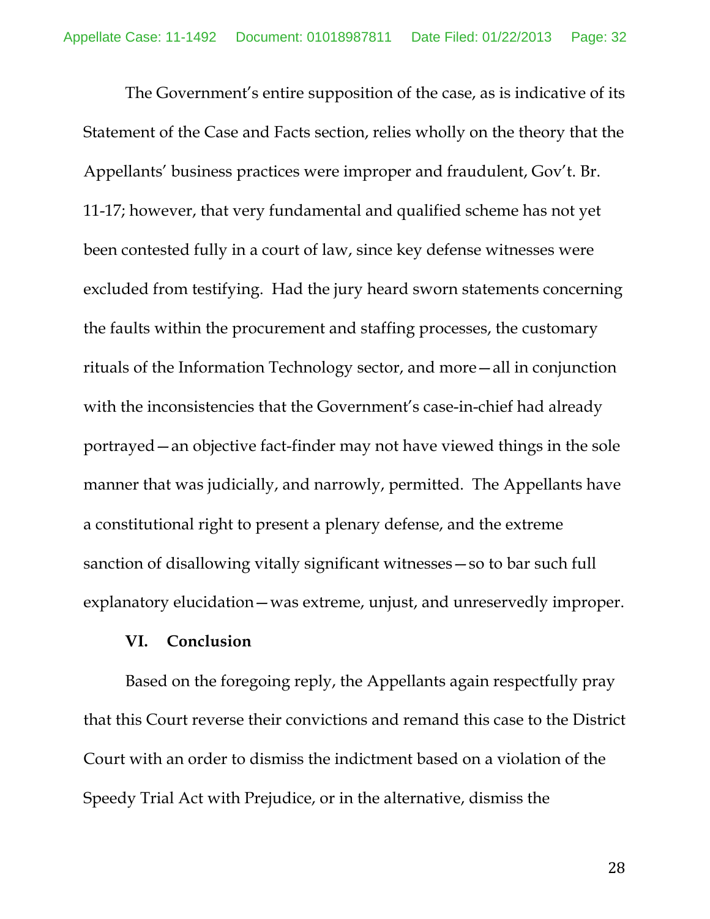The Government's entire supposition of the case, as is indicative of its Statement of the Case and Facts section, relies wholly on the theory that the Appellants' business practices were improper and fraudulent, Gov't. Br. 11-17; however, that very fundamental and qualified scheme has not yet been contested fully in a court of law, since key defense witnesses were excluded from testifying. Had the jury heard sworn statements concerning the faults within the procurement and staffing processes, the customary rituals of the Information Technology sector, and more—all in conjunction with the inconsistencies that the Government's case-in-chief had already portrayed—an objective fact-finder may not have viewed things in the sole manner that was judicially, and narrowly, permitted. The Appellants have a constitutional right to present a plenary defense, and the extreme sanction of disallowing vitally significant witnesses—so to bar such full explanatory elucidation—was extreme, unjust, and unreservedly improper.

## VI. Conclusion

Based on the foregoing reply, the Appellants again respectfully pray that this Court reverse their convictions and remand this case to the District Court with an order to dismiss the indictment based on a violation of the Speedy Trial Act with Prejudice, or in the alternative, dismiss the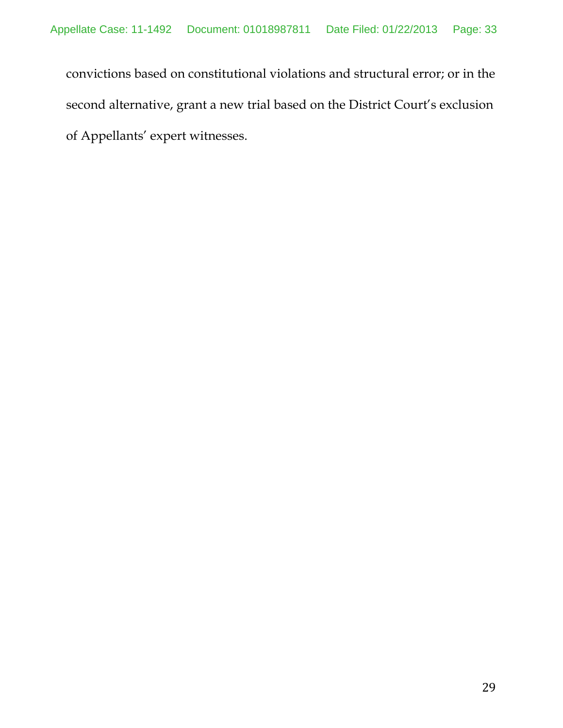convictions based on constitutional violations and structural error; or in the second alternative, grant a new trial based on the District Court's exclusion of Appellants' expert witnesses.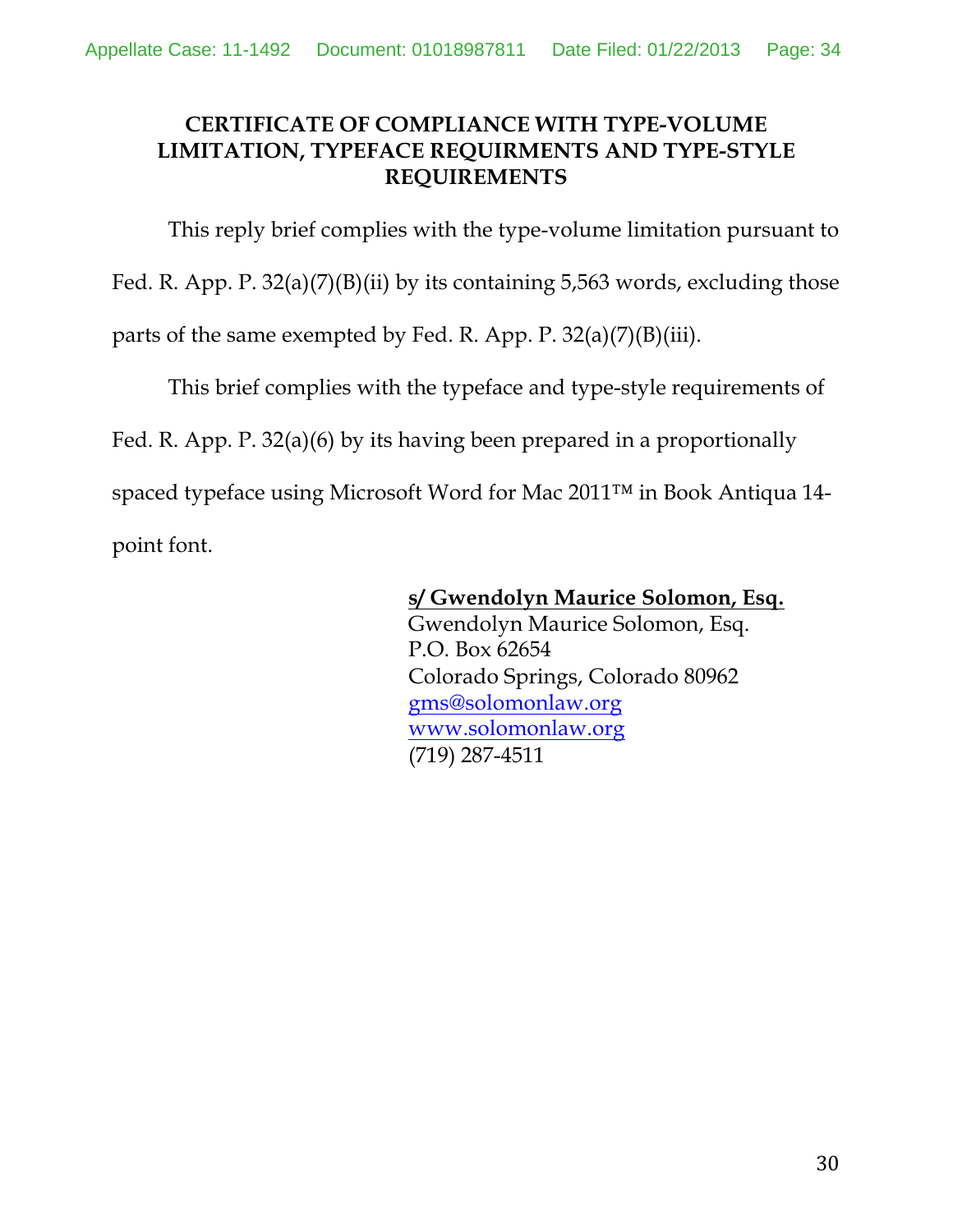**CERTIFICATE OF COMPLIANCE WITH TYPE-VOLUME LIMITATION, TYPEFACE REQUIRMENTS AND TYPE-STYLE REQUIREMENTS**

This reply brief complies with the type-volume limitation pursuant to Fed. R. App. P. 32(a)(7)(B)(ii) by its containing 5,563 words, excluding those parts of the same exempted by Fed. R. App. P. 32(a)(7)(B)(iii).

This brief complies with the typeface and type-style requirements of Fed. R. App. P. 32(a)(6) by its having been prepared in a proportionally spaced typeface using Microsoft Word for Mac 2011™ in Book Antiqua 14-point font.

**s/ Gwendolyn Maurice Solomon, Esq.**
Gwendolyn Maurice Solomon, Esq.
P.O. Box 62654
Colorado Springs, Colorado 80962
gms@solomonlaw.org
www.solomonlaw.org
(719) 287-4511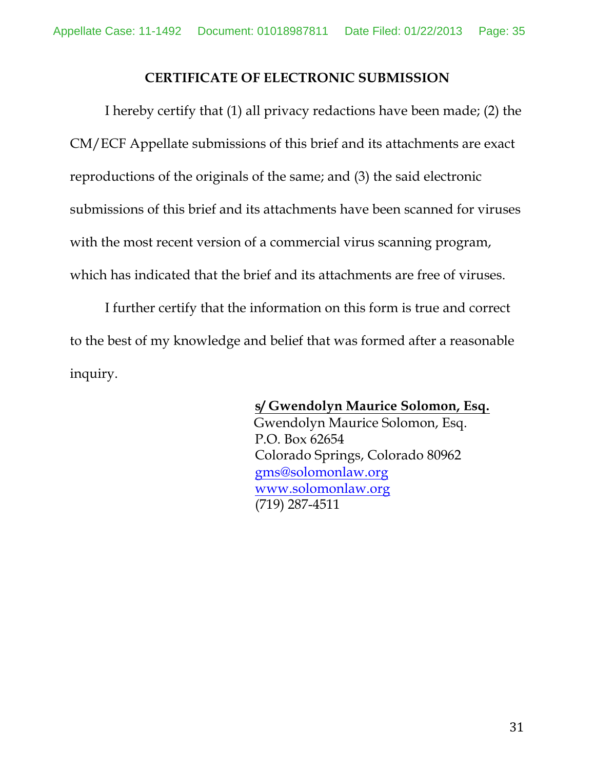## CERTIFICATE OF ELECTRONIC SUBMISSION

I hereby certify that (1) all privacy redactions have been made; (2) the CM/ECF Appellate submissions of this brief and its attachments are exact reproductions of the originals of the same; and (3) the said electronic submissions of this brief and its attachments have been scanned for viruses with the most recent version of a commercial virus scanning program, which has indicated that the brief and its attachments are free of viruses.

I further certify that the information on this form is true and correct to the best of my knowledge and belief that was formed after a reasonable inquiry.

**s/ Gwendolyn Maurice Solomon, Esq.**
Gwendolyn Maurice Solomon, Esq.
P.O. Box 62654
Colorado Springs, Colorado 80962
gms@solomonlaw.org
www.solomonlaw.org
(719) 287-4511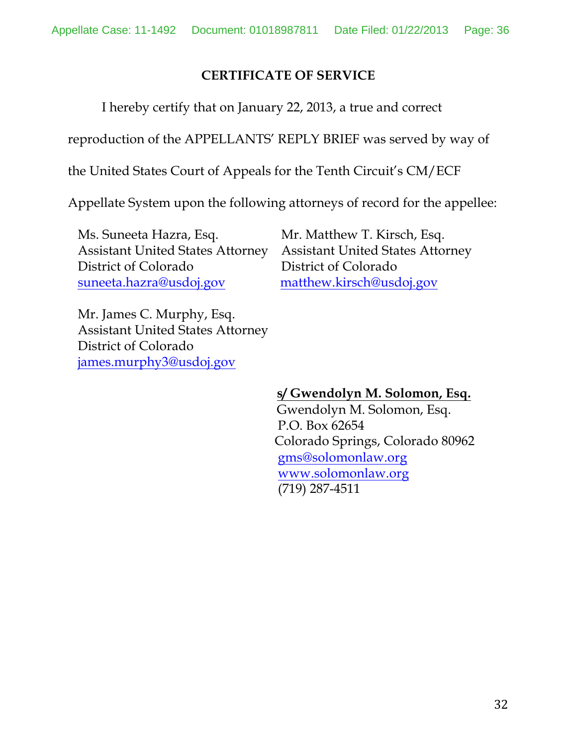## CERTIFICATE OF SERVICE

I hereby certify that on January 22, 2013, a true and correct reproduction of the APPELLANTS' REPLY BRIEF was served by way of the United States Court of Appeals for the Tenth Circuit's CM/ECF Appellate System upon the following attorneys of record for the appellee:

Ms. Suneeta Hazra, Esq.
Assistant United States Attorney
District of Colorado
suneeta.hazra@usdoj.gov

Mr. Matthew T. Kirsch, Esq.
Assistant United States Attorney
District of Colorado
matthew.kirsch@usdoj.gov

Mr. James C. Murphy, Esq.
Assistant United States Attorney
District of Colorado
james.murphy3@usdoj.gov

**s/ Gwendolyn M. Solomon, Esq.**
Gwendolyn M. Solomon, Esq.
P.O. Box 62654
Colorado Springs, Colorado 80962
gms@solomonlaw.org
www.solomonlaw.org
(719) 287-4511